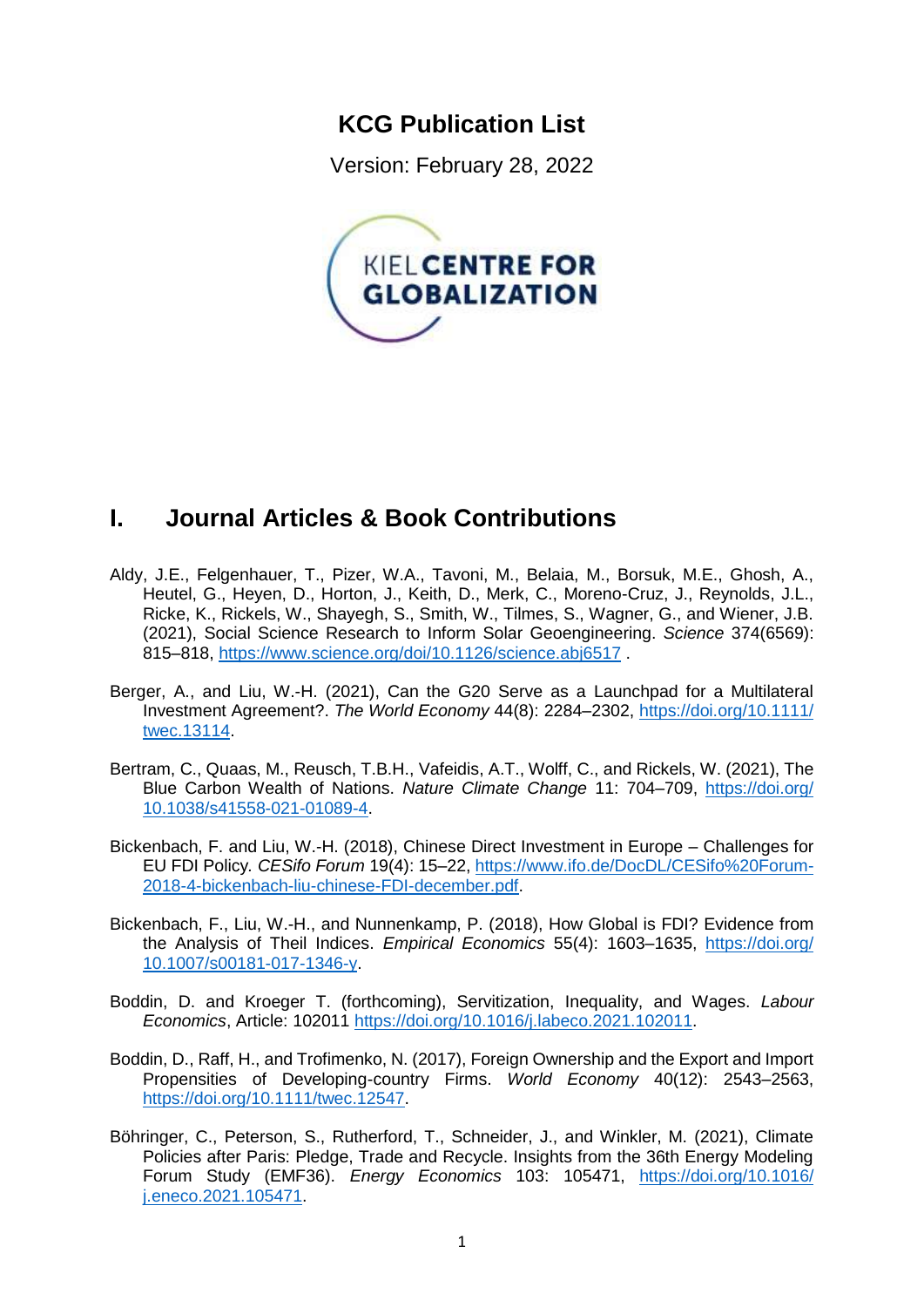# KCG Publication List

Version: February 28, 2022

KIEL CENTRE FOR GLOBALIZATION

## I. Journal Articles & Book Contributions

Aldy, J.E., Felgenhauer, T., Pizer, W.A., Tavoni, M., Belaia, M., Borsuk, M.E., Ghosh, A., Heutel, G., Heyen, D., Horton, J., Keith, D., Merk, C., Moreno-Cruz, J., Reynolds, J.L., Ricke, K., Rickels, W., Shayegh, S., Smith, W., Tilmes, S., Wagner, G., and Wiener, J.B. (2021), Social Science Research to Inform Solar Geoengineering. *Science* 374(6569): 815–818, https://www.science.org/doi/10.1126/science.abj6517 .

Berger, A., and Liu, W.-H. (2021), Can the G20 Serve as a Launchpad for a Multilateral Investment Agreement?. *The World Economy* 44(8): 2284–2302, https://doi.org/10.1111/twec.13114.

Bertram, C., Quaas, M., Reusch, T.B.H., Vafeidis, A.T., Wolff, C., and Rickels, W. (2021), The Blue Carbon Wealth of Nations. *Nature Climate Change* 11: 704–709, https://doi.org/10.1038/s41558-021-01089-4.

Bickenbach, F. and Liu, W.-H. (2018), Chinese Direct Investment in Europe – Challenges for EU FDI Policy. *CESifo Forum* 19(4): 15–22, https://www.ifo.de/DocDL/CESifo%20Forum-2018-4-bickenbach-liu-chinese-FDI-december.pdf.

Bickenbach, F., Liu, W.-H., and Nunnenkamp, P. (2018), How Global is FDI? Evidence from the Analysis of Theil Indices. *Empirical Economics* 55(4): 1603–1635, https://doi.org/10.1007/s00181-017-1346-y.

Boddin, D. and Kroeger T. (forthcoming), Servitization, Inequality, and Wages. *Labour Economics*, Article: 102011 https://doi.org/10.1016/j.labeco.2021.102011.

Boddin, D., Raff, H., and Trofimenko, N. (2017), Foreign Ownership and the Export and Import Propensities of Developing-country Firms. *World Economy* 40(12): 2543–2563, https://doi.org/10.1111/twec.12547.

Böhringer, C., Peterson, S., Rutherford, T., Schneider, J., and Winkler, M. (2021), Climate Policies after Paris: Pledge, Trade and Recycle. Insights from the 36th Energy Modeling Forum Study (EMF36). *Energy Economics* 103: 105471, https://doi.org/10.1016/j.eneco.2021.105471.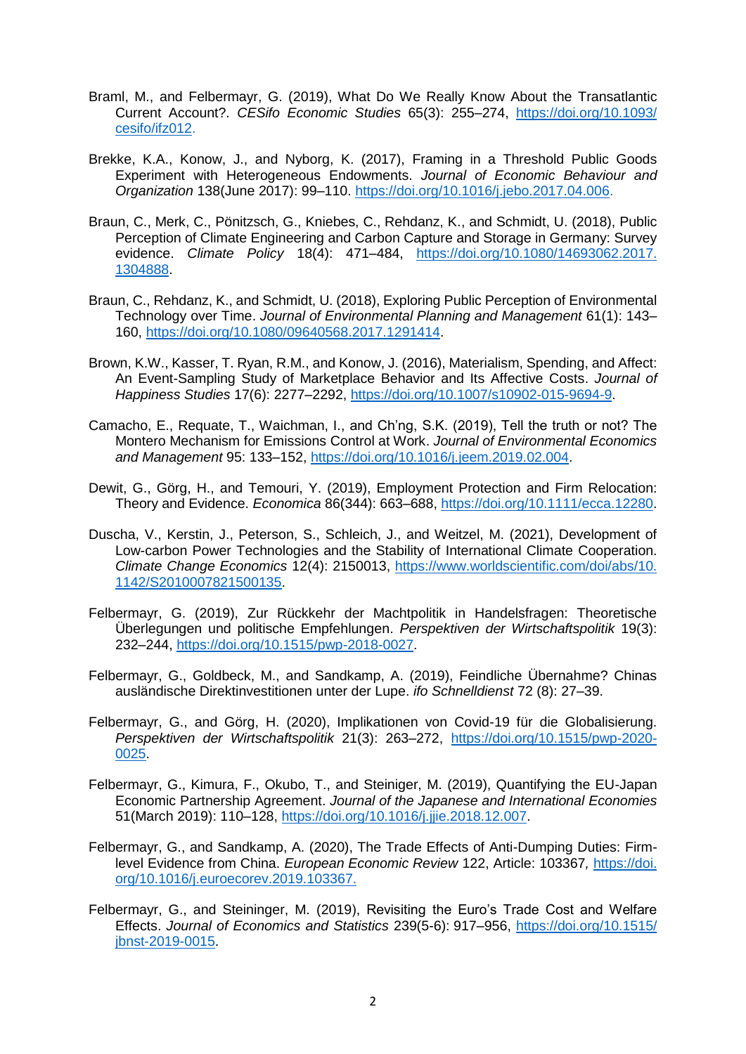Braml, M., and Felbermayr, G. (2019), What Do We Really Know About the Transatlantic Current Account?. *CESifo Economic Studies* 65(3): 255–274, https://doi.org/10.1093/cesifo/ifz012.

Brekke, K.A., Konow, J., and Nyborg, K. (2017), Framing in a Threshold Public Goods Experiment with Heterogeneous Endowments. *Journal of Economic Behaviour and Organization* 138(June 2017): 99–110. https://doi.org/10.1016/j.jebo.2017.04.006.

Braun, C., Merk, C., Pönitzsch, G., Kniebes, C., Rehdanz, K., and Schmidt, U. (2018), Public Perception of Climate Engineering and Carbon Capture and Storage in Germany: Survey evidence. *Climate Policy* 18(4): 471–484, https://doi.org/10.1080/14693062.2017.1304888.

Braun, C., Rehdanz, K., and Schmidt, U. (2018), Exploring Public Perception of Environmental Technology over Time. *Journal of Environmental Planning and Management* 61(1): 143–160, https://doi.org/10.1080/09640568.2017.1291414.

Brown, K.W., Kasser, T. Ryan, R.M., and Konow, J. (2016), Materialism, Spending, and Affect: An Event-Sampling Study of Marketplace Behavior and Its Affective Costs. *Journal of Happiness Studies* 17(6): 2277–2292, https://doi.org/10.1007/s10902-015-9694-9.

Camacho, E., Requate, T., Waichman, I., and Ch'ng, S.K. (2019), Tell the truth or not? The Montero Mechanism for Emissions Control at Work. *Journal of Environmental Economics and Management* 95: 133–152, https://doi.org/10.1016/j.jeem.2019.02.004.

Dewit, G., Görg, H., and Temouri, Y. (2019), Employment Protection and Firm Relocation: Theory and Evidence. *Economica* 86(344): 663–688, https://doi.org/10.1111/ecca.12280.

Duscha, V., Kerstin, J., Peterson, S., Schleich, J., and Weitzel, M. (2021), Development of Low-carbon Power Technologies and the Stability of International Climate Cooperation. *Climate Change Economics* 12(4): 2150013, https://www.worldscientific.com/doi/abs/10.1142/S2010007821500135.

Felbermayr, G. (2019), Zur Rückkehr der Machtpolitik in Handelsfragen: Theoretische Überlegungen und politische Empfehlungen. *Perspektiven der Wirtschaftspolitik* 19(3): 232–244, https://doi.org/10.1515/pwp-2018-0027.

Felbermayr, G., Goldbeck, M., and Sandkamp, A. (2019), Feindliche Übernahme? Chinas ausländische Direktinvestitionen unter der Lupe. *ifo Schnelldienst* 72 (8): 27–39.

Felbermayr, G., and Görg, H. (2020), Implikationen von Covid-19 für die Globalisierung. *Perspektiven der Wirtschaftspolitik* 21(3): 263–272, https://doi.org/10.1515/pwp-2020-0025.

Felbermayr, G., Kimura, F., Okubo, T., and Steiniger, M. (2019), Quantifying the EU-Japan Economic Partnership Agreement. *Journal of the Japanese and International Economies* 51(March 2019): 110–128, https://doi.org/10.1016/j.jjie.2018.12.007.

Felbermayr, G., and Sandkamp, A. (2020), The Trade Effects of Anti-Dumping Duties: Firm-level Evidence from China. *European Economic Review* 122, Article: 103367, https://doi.org/10.1016/j.euroecorev.2019.103367.

Felbermayr, G., and Steininger, M. (2019), Revisiting the Euro's Trade Cost and Welfare Effects. *Journal of Economics and Statistics* 239(5-6): 917–956, https://doi.org/10.1515/jbnst-2019-0015.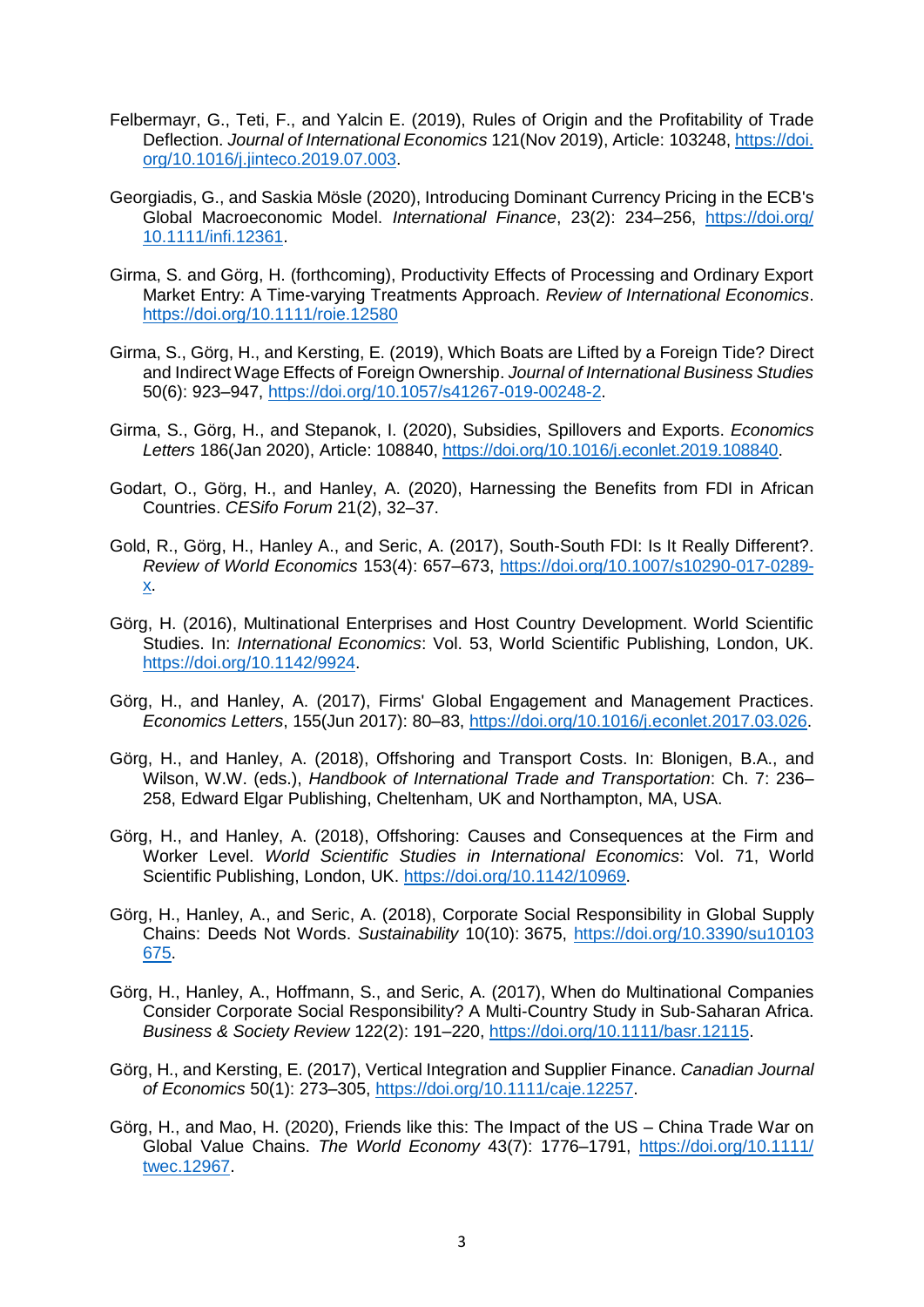Felbermayr, G., Teti, F., and Yalcin E. (2019), Rules of Origin and the Profitability of Trade Deflection. *Journal of International Economics* 121(Nov 2019), Article: 103248, https://doi.org/10.1016/j.jinteco.2019.07.003.

Georgiadis, G., and Saskia Mösle (2020), Introducing Dominant Currency Pricing in the ECB's Global Macroeconomic Model. *International Finance*, 23(2): 234–256, https://doi.org/10.1111/infi.12361.

Girma, S. and Görg, H. (forthcoming), Productivity Effects of Processing and Ordinary Export Market Entry: A Time-varying Treatments Approach. *Review of International Economics*. https://doi.org/10.1111/roie.12580

Girma, S., Görg, H., and Kersting, E. (2019), Which Boats are Lifted by a Foreign Tide? Direct and Indirect Wage Effects of Foreign Ownership. *Journal of International Business Studies* 50(6): 923–947, https://doi.org/10.1057/s41267-019-00248-2.

Girma, S., Görg, H., and Stepanok, I. (2020), Subsidies, Spillovers and Exports. *Economics Letters* 186(Jan 2020), Article: 108840, https://doi.org/10.1016/j.econlet.2019.108840.

Godart, O., Görg, H., and Hanley, A. (2020), Harnessing the Benefits from FDI in African Countries. *CESifo Forum* 21(2), 32–37.

Gold, R., Görg, H., Hanley A., and Seric, A. (2017), South-South FDI: Is It Really Different?. *Review of World Economics* 153(4): 657–673, https://doi.org/10.1007/s10290-017-0289-x.

Görg, H. (2016), Multinational Enterprises and Host Country Development. World Scientific Studies. In: *International Economics*: Vol. 53, World Scientific Publishing, London, UK. https://doi.org/10.1142/9924.

Görg, H., and Hanley, A. (2017), Firms' Global Engagement and Management Practices. *Economics Letters*, 155(Jun 2017): 80–83, https://doi.org/10.1016/j.econlet.2017.03.026.

Görg, H., and Hanley, A. (2018), Offshoring and Transport Costs. In: Blonigen, B.A., and Wilson, W.W. (eds.), *Handbook of International Trade and Transportation*: Ch. 7: 236–258, Edward Elgar Publishing, Cheltenham, UK and Northampton, MA, USA.

Görg, H., and Hanley, A. (2018), Offshoring: Causes and Consequences at the Firm and Worker Level. *World Scientific Studies in International Economics*: Vol. 71, World Scientific Publishing, London, UK. https://doi.org/10.1142/10969.

Görg, H., Hanley, A., and Seric, A. (2018), Corporate Social Responsibility in Global Supply Chains: Deeds Not Words. *Sustainability* 10(10): 3675, https://doi.org/10.3390/su10103675.

Görg, H., Hanley, A., Hoffmann, S., and Seric, A. (2017), When do Multinational Companies Consider Corporate Social Responsibility? A Multi-Country Study in Sub-Saharan Africa. *Business & Society Review* 122(2): 191–220, https://doi.org/10.1111/basr.12115.

Görg, H., and Kersting, E. (2017), Vertical Integration and Supplier Finance. *Canadian Journal of Economics* 50(1): 273–305, https://doi.org/10.1111/caje.12257.

Görg, H., and Mao, H. (2020), Friends like this: The Impact of the US – China Trade War on Global Value Chains. *The World Economy* 43(7): 1776–1791, https://doi.org/10.1111/twec.12967.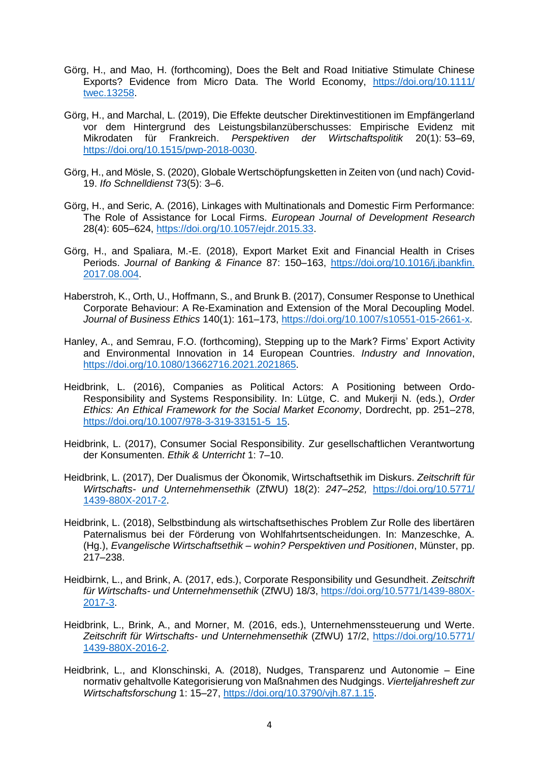Görg, H., and Mao, H. (forthcoming), Does the Belt and Road Initiative Stimulate Chinese Exports? Evidence from Micro Data. The World Economy, https://doi.org/10.1111/twec.13258.

Görg, H., and Marchal, L. (2019), Die Effekte deutscher Direktinvestitionen im Empfängerland vor dem Hintergrund des Leistungsbilanzüberschusses: Empirische Evidenz mit Mikrodaten für Frankreich. *Perspektiven der Wirtschaftspolitik* 20(1): 53–69, https://doi.org/10.1515/pwp-2018-0030.

Görg, H., and Mösle, S. (2020), Globale Wertschöpfungsketten in Zeiten von (und nach) Covid-19. *Ifo Schnelldienst* 73(5): 3–6.

Görg, H., and Seric, A. (2016), Linkages with Multinationals and Domestic Firm Performance: The Role of Assistance for Local Firms. *European Journal of Development Research* 28(4): 605–624, https://doi.org/10.1057/ejdr.2015.33.

Görg, H., and Spaliara, M.-E. (2018), Export Market Exit and Financial Health in Crises Periods. *Journal of Banking & Finance* 87: 150–163, https://doi.org/10.1016/j.jbankfin.2017.08.004.

Haberstroh, K., Orth, U., Hoffmann, S., and Brunk B. (2017), Consumer Response to Unethical Corporate Behaviour: A Re-Examination and Extension of the Moral Decoupling Model. *Journal of Business Ethics* 140(1): 161–173, https://doi.org/10.1007/s10551-015-2661-x.

Hanley, A., and Semrau, F.O. (forthcoming), Stepping up to the Mark? Firms' Export Activity and Environmental Innovation in 14 European Countries. *Industry and Innovation*, https://doi.org/10.1080/13662716.2021.2021865.

Heidbrink, L. (2016), Companies as Political Actors: A Positioning between Ordo-Responsibility and Systems Responsibility. In: Lütge, C. and Mukerji N. (eds.), *Order Ethics: An Ethical Framework for the Social Market Economy*, Dordrecht, pp. 251–278, https://doi.org/10.1007/978-3-319-33151-5_15.

Heidbrink, L. (2017), Consumer Social Responsibility. Zur gesellschaftlichen Verantwortung der Konsumenten. *Ethik & Unterricht* 1: 7–10.

Heidbrink, L. (2017), Der Dualismus der Ökonomik, Wirtschaftsethik im Diskurs. *Zeitschrift für Wirtschafts- und Unternehmensethik* (ZfWU) 18(2): *247–252,* https://doi.org/10.5771/1439-880X-2017-2.

Heidbrink, L. (2018), Selbstbindung als wirtschaftsethisches Problem Zur Rolle des libertären Paternalismus bei der Förderung von Wohlfahrtsentscheidungen. In: Manzeschke, A. (Hg.), *Evangelische Wirtschaftsethik – wohin? Perspektiven und Positionen*, Münster, pp. 217–238.

Heidbirnk, L., and Brink, A. (2017, eds.), Corporate Responsibility und Gesundheit. *Zeitschrift für Wirtschafts- und Unternehmensethik* (ZfWU) 18/3, https://doi.org/10.5771/1439-880X-2017-3.

Heidbrink, L., Brink, A., and Morner, M. (2016, eds.), Unternehmenssteuerung und Werte. *Zeitschrift für Wirtschafts- und Unternehmensethik* (ZfWU) 17/2, https://doi.org/10.5771/1439-880X-2016-2.

Heidbrink, L., and Klonschinski, A. (2018), Nudges, Transparenz und Autonomie – Eine normativ gehaltvolle Kategorisierung von Maßnahmen des Nudgings. *Vierteljahresheft zur Wirtschaftsforschung* 1: 15–27, https://doi.org/10.3790/vjh.87.1.15.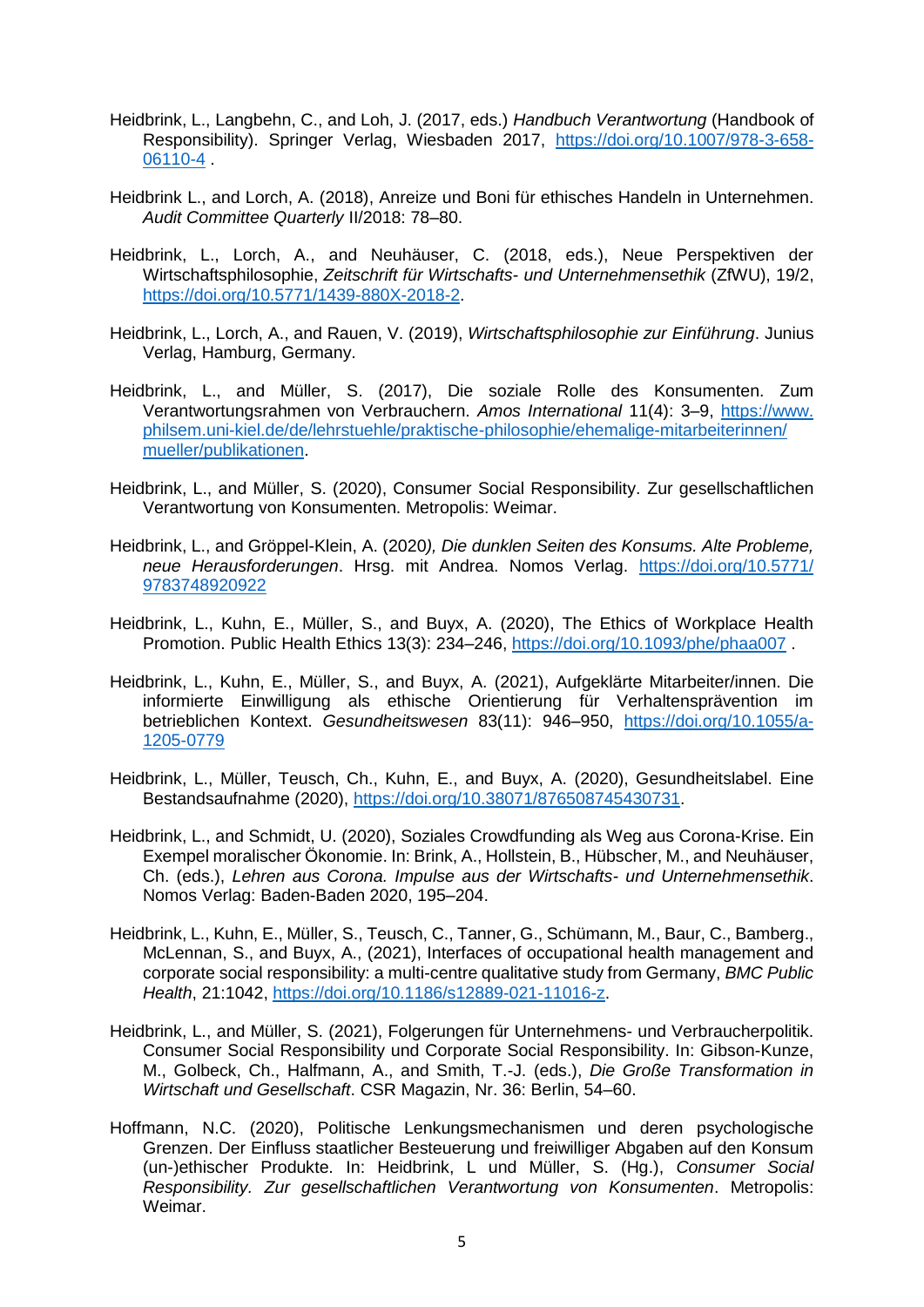Heidbrink, L., Langbehn, C., and Loh, J. (2017, eds.) *Handbuch Verantwortung* (Handbook of Responsibility). Springer Verlag, Wiesbaden 2017, https://doi.org/10.1007/978-3-658-06110-4 .

Heidbrink L., and Lorch, A. (2018), Anreize und Boni für ethisches Handeln in Unternehmen. *Audit Committee Quarterly* II/2018: 78–80.

Heidbrink, L., Lorch, A., and Neuhäuser, C. (2018, eds.), Neue Perspektiven der Wirtschaftsphilosophie, *Zeitschrift für Wirtschafts- und Unternehmensethik* (ZfWU), 19/2, https://doi.org/10.5771/1439-880X-2018-2.

Heidbrink, L., Lorch, A., and Rauen, V. (2019), *Wirtschaftsphilosophie zur Einführung*. Junius Verlag, Hamburg, Germany.

Heidbrink, L., and Müller, S. (2017), Die soziale Rolle des Konsumenten. Zum Verantwortungsrahmen von Verbrauchern. *Amos International* 11(4): 3–9, https://www.philsem.uni-kiel.de/de/lehrstuehle/praktische-philosophie/ehemalige-mitarbeiterinnen/mueller/publikationen.

Heidbrink, L., and Müller, S. (2020), Consumer Social Responsibility. Zur gesellschaftlichen Verantwortung von Konsumenten. Metropolis: Weimar.

Heidbrink, L., and Gröppel-Klein, A. (2020*), Die dunklen Seiten des Konsums. Alte Probleme, neue Herausforderungen*. Hrsg. mit Andrea. Nomos Verlag. https://doi.org/10.5771/9783748920922

Heidbrink, L., Kuhn, E., Müller, S., and Buyx, A. (2020), The Ethics of Workplace Health Promotion. Public Health Ethics 13(3): 234–246, https://doi.org/10.1093/phe/phaa007 .

Heidbrink, L., Kuhn, E., Müller, S., and Buyx, A. (2021), Aufgeklärte Mitarbeiter/innen. Die informierte Einwilligung als ethische Orientierung für Verhaltensprävention im betrieblichen Kontext. *Gesundheitswesen* 83(11): 946–950, https://doi.org/10.1055/a-1205-0779

Heidbrink, L., Müller, Teusch, Ch., Kuhn, E., and Buyx, A. (2020), Gesundheitslabel. Eine Bestandsaufnahme (2020), https://doi.org/10.38071/876508745430731.

Heidbrink, L., and Schmidt, U. (2020), Soziales Crowdfunding als Weg aus Corona-Krise. Ein Exempel moralischer Ökonomie. In: Brink, A., Hollstein, B., Hübscher, M., and Neuhäuser, Ch. (eds.), *Lehren aus Corona. Impulse aus der Wirtschafts- und Unternehmensethik*. Nomos Verlag: Baden-Baden 2020, 195–204.

Heidbrink, L., Kuhn, E., Müller, S., Teusch, C., Tanner, G., Schümann, M., Baur, C., Bamberg., McLennan, S., and Buyx, A., (2021), Interfaces of occupational health management and corporate social responsibility: a multi-centre qualitative study from Germany, *BMC Public Health*, 21:1042, https://doi.org/10.1186/s12889-021-11016-z.

Heidbrink, L., and Müller, S. (2021), Folgerungen für Unternehmens- und Verbraucherpolitik. Consumer Social Responsibility und Corporate Social Responsibility. In: Gibson-Kunze, M., Golbeck, Ch., Halfmann, A., and Smith, T.-J. (eds.), *Die Große Transformation in Wirtschaft und Gesellschaft*. CSR Magazin, Nr. 36: Berlin, 54–60.

Hoffmann, N.C. (2020), Politische Lenkungsmechanismen und deren psychologische Grenzen. Der Einfluss staatlicher Besteuerung und freiwilliger Abgaben auf den Konsum (un-)ethischer Produkte. In: Heidbrink, L und Müller, S. (Hg.), *Consumer Social Responsibility. Zur gesellschaftlichen Verantwortung von Konsumenten*. Metropolis: Weimar.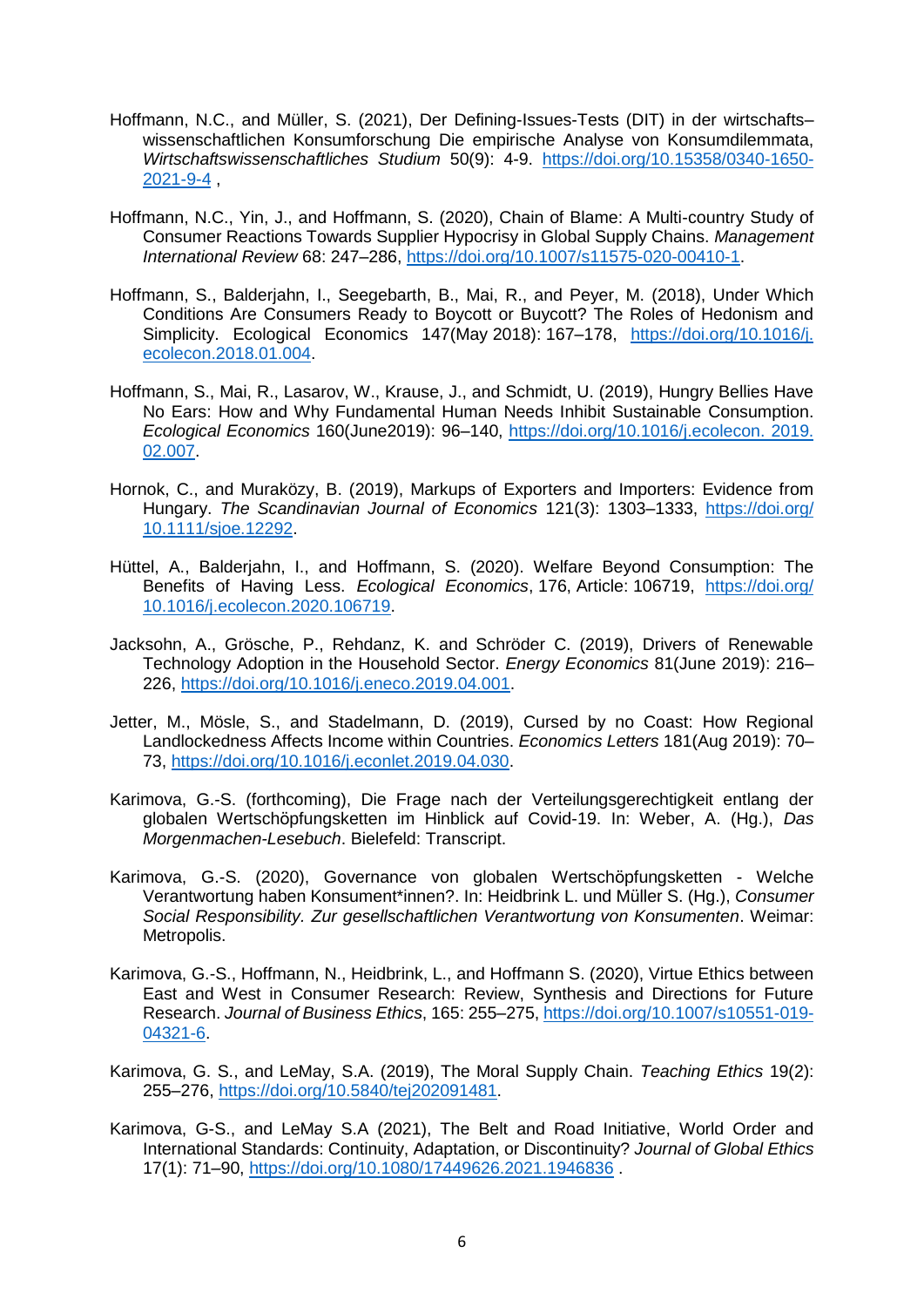Hoffmann, N.C., and Müller, S. (2021), Der Defining-Issues-Tests (DIT) in der wirtschafts–wissenschaftlichen Konsumforschung Die empirische Analyse von Konsumdilemmata, *Wirtschaftswissenschaftliches Studium* 50(9): 4-9. https://doi.org/10.15358/0340-1650-2021-9-4 ,

Hoffmann, N.C., Yin, J., and Hoffmann, S. (2020), Chain of Blame: A Multi-country Study of Consumer Reactions Towards Supplier Hypocrisy in Global Supply Chains. *Management International Review* 68: 247–286, https://doi.org/10.1007/s11575-020-00410-1.

Hoffmann, S., Balderjahn, I., Seegebarth, B., Mai, R., and Peyer, M. (2018), Under Which Conditions Are Consumers Ready to Boycott or Buycott? The Roles of Hedonism and Simplicity. Ecological Economics 147(May 2018): 167–178, https://doi.org/10.1016/j.ecolecon.2018.01.004.

Hoffmann, S., Mai, R., Lasarov, W., Krause, J., and Schmidt, U. (2019), Hungry Bellies Have No Ears: How and Why Fundamental Human Needs Inhibit Sustainable Consumption. *Ecological Economics* 160(June2019): 96–140, https://doi.org/10.1016/j.ecolecon. 2019.02.007.

Hornok, C., and Muraközy, B. (2019), Markups of Exporters and Importers: Evidence from Hungary. *The Scandinavian Journal of Economics* 121(3): 1303–1333, https://doi.org/10.1111/sjoe.12292.

Hüttel, A., Balderjahn, I., and Hoffmann, S. (2020). Welfare Beyond Consumption: The Benefits of Having Less. *Ecological Economics*, 176, Article: 106719, https://doi.org/10.1016/j.ecolecon.2020.106719.

Jacksohn, A., Grösche, P., Rehdanz, K. and Schröder C. (2019), Drivers of Renewable Technology Adoption in the Household Sector. *Energy Economics* 81(June 2019): 216–226, https://doi.org/10.1016/j.eneco.2019.04.001.

Jetter, M., Mösle, S., and Stadelmann, D. (2019), Cursed by no Coast: How Regional Landlockedness Affects Income within Countries. *Economics Letters* 181(Aug 2019): 70–73, https://doi.org/10.1016/j.econlet.2019.04.030.

Karimova, G.-S. (forthcoming), Die Frage nach der Verteilungsgerechtigkeit entlang der globalen Wertschöpfungsketten im Hinblick auf Covid-19. In: Weber, A. (Hg.), *Das Morgenmachen-Lesebuch*. Bielefeld: Transcript.

Karimova, G.-S. (2020), Governance von globalen Wertschöpfungsketten - Welche Verantwortung haben Konsument*innen?. In: Heidbrink L. und Müller S. (Hg.), *Consumer Social Responsibility. Zur gesellschaftlichen Verantwortung von Konsumenten*. Weimar: Metropolis.

Karimova, G.-S., Hoffmann, N., Heidbrink, L., and Hoffmann S. (2020), Virtue Ethics between East and West in Consumer Research: Review, Synthesis and Directions for Future Research. *Journal of Business Ethics*, 165: 255–275, https://doi.org/10.1007/s10551-019-04321-6.

Karimova, G. S., and LeMay, S.A. (2019), The Moral Supply Chain. *Teaching Ethics* 19(2): 255–276, https://doi.org/10.5840/tej202091481.

Karimova, G-S., and LeMay S.A (2021), The Belt and Road Initiative, World Order and International Standards: Continuity, Adaptation, or Discontinuity? *Journal of Global Ethics* 17(1): 71–90, https://doi.org/10.1080/17449626.2021.1946836 .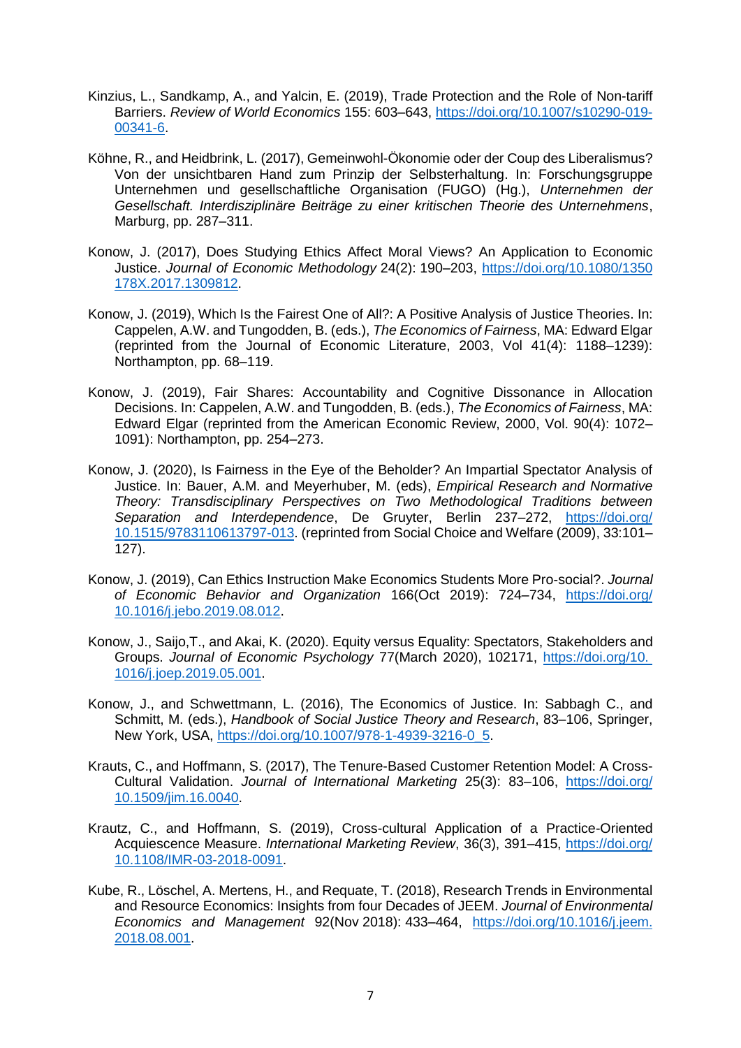Kinzius, L., Sandkamp, A., and Yalcin, E. (2019), Trade Protection and the Role of Non-tariff Barriers. *Review of World Economics* 155: 603–643, https://doi.org/10.1007/s10290-019-00341-6.

Köhne, R., and Heidbrink, L. (2017), Gemeinwohl-Ökonomie oder der Coup des Liberalismus? Von der unsichtbaren Hand zum Prinzip der Selbsterhaltung. In: Forschungsgruppe Unternehmen und gesellschaftliche Organisation (FUGO) (Hg.), *Unternehmen der Gesellschaft. Interdisziplinäre Beiträge zu einer kritischen Theorie des Unternehmens*, Marburg, pp. 287–311.

Konow, J. (2017), Does Studying Ethics Affect Moral Views? An Application to Economic Justice. *Journal of Economic Methodology* 24(2): 190–203, https://doi.org/10.1080/1350178X.2017.1309812.

Konow, J. (2019), Which Is the Fairest One of All?: A Positive Analysis of Justice Theories. In: Cappelen, A.W. and Tungodden, B. (eds.), *The Economics of Fairness*, MA: Edward Elgar (reprinted from the Journal of Economic Literature, 2003, Vol 41(4): 1188–1239): Northampton, pp. 68–119.

Konow, J. (2019), Fair Shares: Accountability and Cognitive Dissonance in Allocation Decisions. In: Cappelen, A.W. and Tungodden, B. (eds.), *The Economics of Fairness*, MA: Edward Elgar (reprinted from the American Economic Review, 2000, Vol. 90(4): 1072–1091): Northampton, pp. 254–273.

Konow, J. (2020), Is Fairness in the Eye of the Beholder? An Impartial Spectator Analysis of Justice. In: Bauer, A.M. and Meyerhuber, M. (eds), *Empirical Research and Normative Theory: Transdisciplinary Perspectives on Two Methodological Traditions between Separation and Interdependence*, De Gruyter, Berlin 237–272, https://doi.org/10.1515/9783110613797-013. (reprinted from Social Choice and Welfare (2009), 33:101–127).

Konow, J. (2019), Can Ethics Instruction Make Economics Students More Pro-social?. *Journal of Economic Behavior and Organization* 166(Oct 2019): 724–734, https://doi.org/10.1016/j.jebo.2019.08.012.

Konow, J., Saijo,T., and Akai, K. (2020). Equity versus Equality: Spectators, Stakeholders and Groups. *Journal of Economic Psychology* 77(March 2020), 102171, https://doi.org/10.1016/j.joep.2019.05.001.

Konow, J., and Schwettmann, L. (2016), The Economics of Justice. In: Sabbagh C., and Schmitt, M. (eds.), *Handbook of Social Justice Theory and Research*, 83–106, Springer, New York, USA, https://doi.org/10.1007/978-1-4939-3216-0_5.

Krauts, C., and Hoffmann, S. (2017), The Tenure-Based Customer Retention Model: A Cross-Cultural Validation. *Journal of International Marketing* 25(3): 83–106, https://doi.org/10.1509/jim.16.0040.

Krautz, C., and Hoffmann, S. (2019), Cross-cultural Application of a Practice-Oriented Acquiescence Measure. *International Marketing Review*, 36(3), 391–415, https://doi.org/10.1108/IMR-03-2018-0091.

Kube, R., Löschel, A. Mertens, H., and Requate, T. (2018), Research Trends in Environmental and Resource Economics: Insights from four Decades of JEEM. *Journal of Environmental Economics and Management* 92(Nov 2018): 433–464, https://doi.org/10.1016/j.jeem.2018.08.001.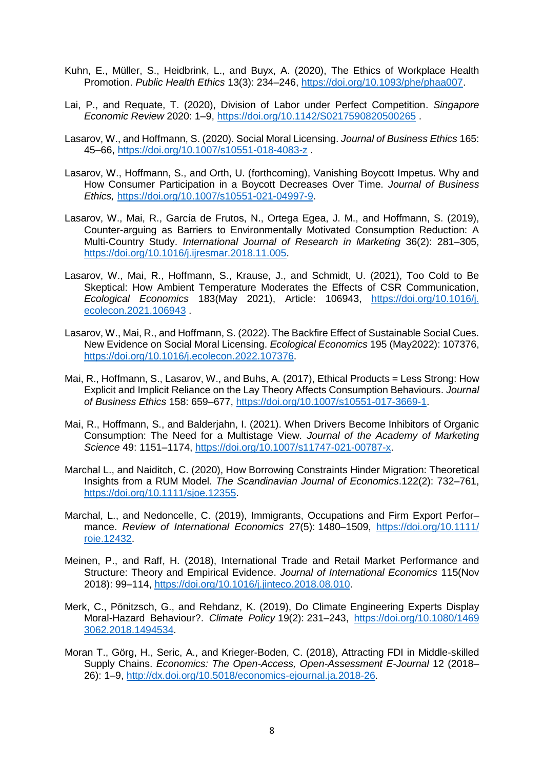Kuhn, E., Müller, S., Heidbrink, L., and Buyx, A. (2020), The Ethics of Workplace Health Promotion. *Public Health Ethics* 13(3): 234–246, https://doi.org/10.1093/phe/phaa007.

Lai, P., and Requate, T. (2020), Division of Labor under Perfect Competition. *Singapore Economic Review* 2020: 1–9, https://doi.org/10.1142/S0217590820500265 .

Lasarov, W., and Hoffmann, S. (2020). Social Moral Licensing. *Journal of Business Ethics* 165: 45–66, https://doi.org/10.1007/s10551-018-4083-z .

Lasarov, W., Hoffmann, S., and Orth, U. (forthcoming), Vanishing Boycott Impetus. Why and How Consumer Participation in a Boycott Decreases Over Time. *Journal of Business Ethics,* https://doi.org/10.1007/s10551-021-04997-9.

Lasarov, W., Mai, R., García de Frutos, N., Ortega Egea, J. M., and Hoffmann, S. (2019), Counter-arguing as Barriers to Environmentally Motivated Consumption Reduction: A Multi-Country Study. *International Journal of Research in Marketing* 36(2): 281–305, https://doi.org/10.1016/j.ijresmar.2018.11.005.

Lasarov, W., Mai, R., Hoffmann, S., Krause, J., and Schmidt, U. (2021), Too Cold to Be Skeptical: How Ambient Temperature Moderates the Effects of CSR Communication, *Ecological Economics* 183(May 2021), Article: 106943, https://doi.org/10.1016/j.ecolecon.2021.106943 .

Lasarov, W., Mai, R., and Hoffmann, S. (2022). The Backfire Effect of Sustainable Social Cues. New Evidence on Social Moral Licensing. *Ecological Economics* 195 (May2022): 107376, https://doi.org/10.1016/j.ecolecon.2022.107376.

Mai, R., Hoffmann, S., Lasarov, W., and Buhs, A. (2017), Ethical Products = Less Strong: How Explicit and Implicit Reliance on the Lay Theory Affects Consumption Behaviours. *Journal of Business Ethics* 158: 659–677, https://doi.org/10.1007/s10551-017-3669-1.

Mai, R., Hoffmann, S., and Balderjahn, I. (2021). When Drivers Become Inhibitors of Organic Consumption: The Need for a Multistage View. *Journal of the Academy of Marketing Science* 49: 1151–1174, https://doi.org/10.1007/s11747-021-00787-x.

Marchal L., and Naiditch, C. (2020), How Borrowing Constraints Hinder Migration: Theoretical Insights from a RUM Model. *The Scandinavian Journal of Economics*.122(2): 732–761, https://doi.org/10.1111/sjoe.12355.

Marchal, L., and Nedoncelle, C. (2019), Immigrants, Occupations and Firm Export Perfor–mance. *Review of International Economics* 27(5): 1480–1509, https://doi.org/10.1111/roie.12432.

Meinen, P., and Raff, H. (2018), International Trade and Retail Market Performance and Structure: Theory and Empirical Evidence. *Journal of International Economics* 115(Nov 2018): 99–114, https://doi.org/10.1016/j.jinteco.2018.08.010.

Merk, C., Pönitzsch, G., and Rehdanz, K. (2019), Do Climate Engineering Experts Display Moral-Hazard Behaviour?. *Climate Policy* 19(2): 231–243, https://doi.org/10.1080/14693062.2018.1494534.

Moran T., Görg, H., Seric, A., and Krieger-Boden, C. (2018), Attracting FDI in Middle-skilled Supply Chains. *Economics: The Open-Access, Open-Assessment E-Journal* 12 (2018–26): 1–9, http://dx.doi.org/10.5018/economics-ejournal.ja.2018-26.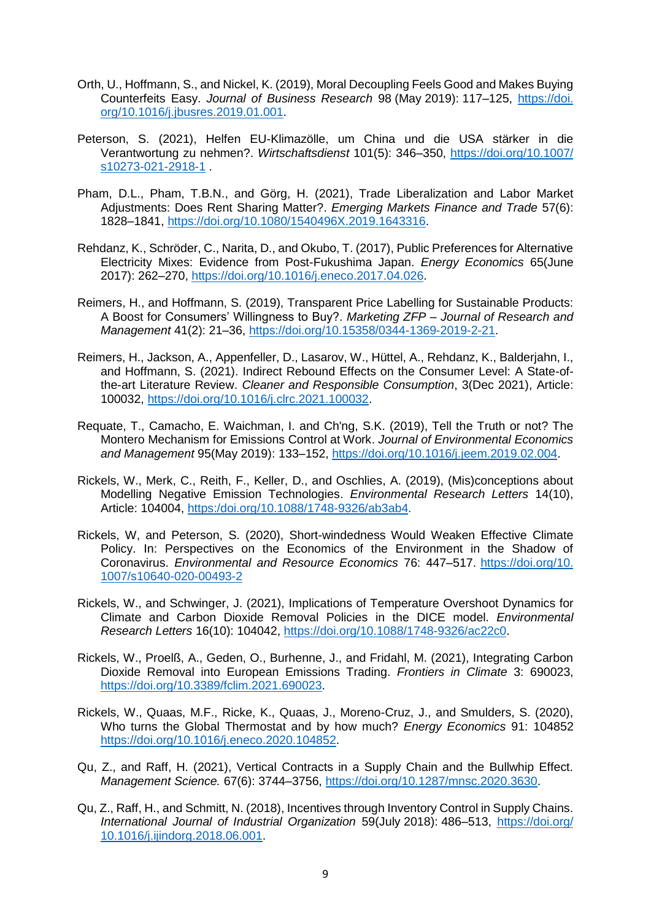Orth, U., Hoffmann, S., and Nickel, K. (2019), Moral Decoupling Feels Good and Makes Buying Counterfeits Easy. *Journal of Business Research* 98 (May 2019): 117–125, https://doi.org/10.1016/j.jbusres.2019.01.001.

Peterson, S. (2021), Helfen EU-Klimazölle, um China und die USA stärker in die Verantwortung zu nehmen?. *Wirtschaftsdienst* 101(5): 346–350, https://doi.org/10.1007/s10273-021-2918-1 .

Pham, D.L., Pham, T.B.N., and Görg, H. (2021), Trade Liberalization and Labor Market Adjustments: Does Rent Sharing Matter?. *Emerging Markets Finance and Trade* 57(6): 1828–1841, https://doi.org/10.1080/1540496X.2019.1643316.

Rehdanz, K., Schröder, C., Narita, D., and Okubo, T. (2017), Public Preferences for Alternative Electricity Mixes: Evidence from Post-Fukushima Japan. *Energy Economics* 65(June 2017): 262–270, https://doi.org/10.1016/j.eneco.2017.04.026.

Reimers, H., and Hoffmann, S. (2019), Transparent Price Labelling for Sustainable Products: A Boost for Consumers' Willingness to Buy?. *Marketing ZFP – Journal of Research and Management* 41(2): 21–36, https://doi.org/10.15358/0344-1369-2019-2-21.

Reimers, H., Jackson, A., Appenfeller, D., Lasarov, W., Hüttel, A., Rehdanz, K., Balderjahn, I., and Hoffmann, S. (2021). Indirect Rebound Effects on the Consumer Level: A State-of-the-art Literature Review. *Cleaner and Responsible Consumption*, 3(Dec 2021), Article: 100032, https://doi.org/10.1016/j.clrc.2021.100032.

Requate, T., Camacho, E. Waichman, I. and Ch'ng, S.K. (2019), Tell the Truth or not? The Montero Mechanism for Emissions Control at Work. *Journal of Environmental Economics and Management* 95(May 2019): 133–152, https://doi.org/10.1016/j.jeem.2019.02.004.

Rickels, W., Merk, C., Reith, F., Keller, D., and Oschlies, A. (2019), (Mis)conceptions about Modelling Negative Emission Technologies. *Environmental Research Letters* 14(10), Article: 104004, https:/doi.org/10.1088/1748-9326/ab3ab4.

Rickels, W, and Peterson, S. (2020), Short-windedness Would Weaken Effective Climate Policy. In: Perspectives on the Economics of the Environment in the Shadow of Coronavirus. *Environmental and Resource Economics* 76: 447–517. https://doi.org/10.1007/s10640-020-00493-2

Rickels, W., and Schwinger, J. (2021), Implications of Temperature Overshoot Dynamics for Climate and Carbon Dioxide Removal Policies in the DICE model. *Environmental Research Letters* 16(10): 104042, https://doi.org/10.1088/1748-9326/ac22c0.

Rickels, W., Proelß, A., Geden, O., Burhenne, J., and Fridahl, M. (2021), Integrating Carbon Dioxide Removal into European Emissions Trading. *Frontiers in Climate* 3: 690023, https://doi.org/10.3389/fclim.2021.690023.

Rickels, W., Quaas, M.F., Ricke, K., Quaas, J., Moreno-Cruz, J., and Smulders, S. (2020), Who turns the Global Thermostat and by how much? *Energy Economics* 91: 104852 https://doi.org/10.1016/j.eneco.2020.104852.

Qu, Z., and Raff, H. (2021), Vertical Contracts in a Supply Chain and the Bullwhip Effect. *Management Science.* 67(6): 3744–3756, https://doi.org/10.1287/mnsc.2020.3630.

Qu, Z., Raff, H., and Schmitt, N. (2018), Incentives through Inventory Control in Supply Chains. *International Journal of Industrial Organization* 59(July 2018): 486–513, https://doi.org/10.1016/j.ijindorg.2018.06.001.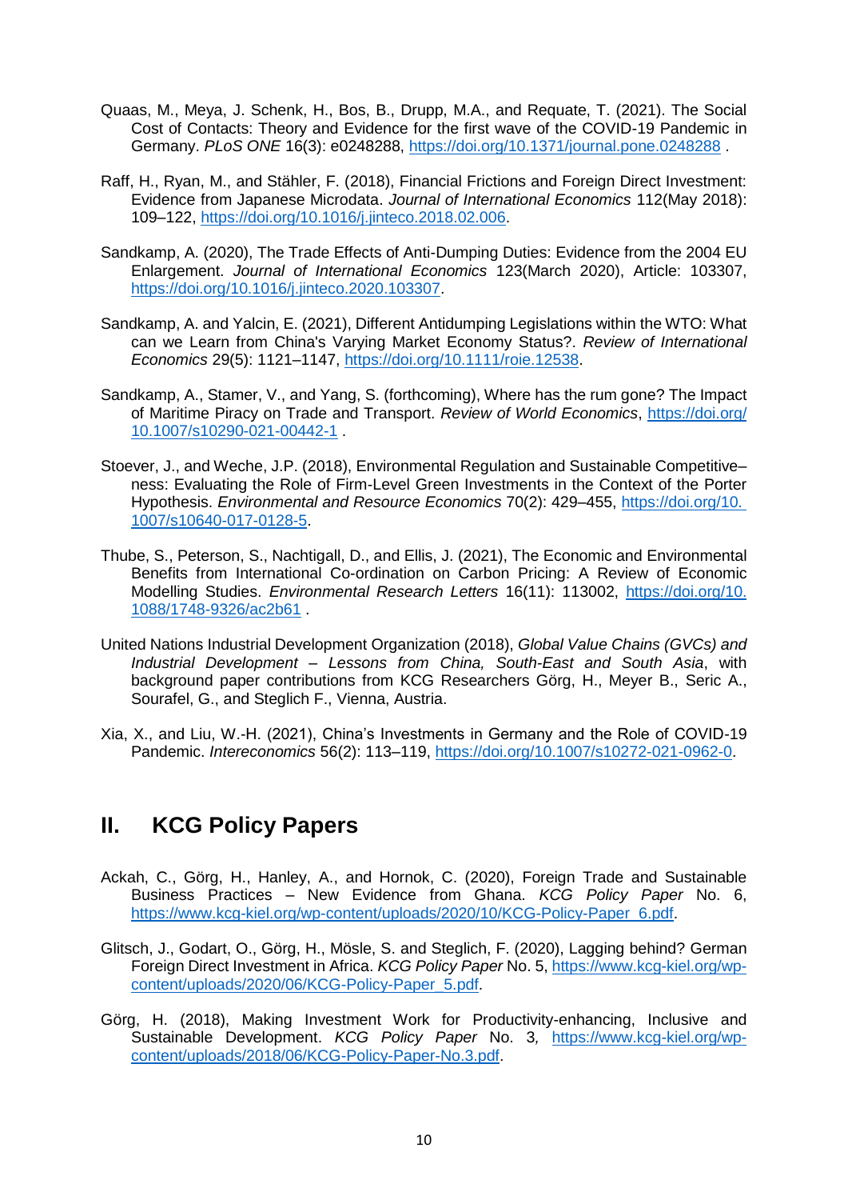Quaas, M., Meya, J. Schenk, H., Bos, B., Drupp, M.A., and Requate, T. (2021). The Social Cost of Contacts: Theory and Evidence for the first wave of the COVID-19 Pandemic in Germany. *PLoS ONE* 16(3): e0248288, https://doi.org/10.1371/journal.pone.0248288 .

Raff, H., Ryan, M., and Stähler, F. (2018), Financial Frictions and Foreign Direct Investment: Evidence from Japanese Microdata. *Journal of International Economics* 112(May 2018): 109–122, https://doi.org/10.1016/j.jinteco.2018.02.006.

Sandkamp, A. (2020), The Trade Effects of Anti-Dumping Duties: Evidence from the 2004 EU Enlargement. *Journal of International Economics* 123(March 2020), Article: 103307, https://doi.org/10.1016/j.jinteco.2020.103307.

Sandkamp, A. and Yalcin, E. (2021), Different Antidumping Legislations within the WTO: What can we Learn from China's Varying Market Economy Status?. *Review of International Economics* 29(5): 1121–1147, https://doi.org/10.1111/roie.12538.

Sandkamp, A., Stamer, V., and Yang, S. (forthcoming), Where has the rum gone? The Impact of Maritime Piracy on Trade and Transport. *Review of World Economics*, https://doi.org/10.1007/s10290-021-00442-1 .

Stoever, J., and Weche, J.P. (2018), Environmental Regulation and Sustainable Competitive–ness: Evaluating the Role of Firm-Level Green Investments in the Context of the Porter Hypothesis. *Environmental and Resource Economics* 70(2): 429–455, https://doi.org/10.1007/s10640-017-0128-5.

Thube, S., Peterson, S., Nachtigall, D., and Ellis, J. (2021), The Economic and Environmental Benefits from International Co-ordination on Carbon Pricing: A Review of Economic Modelling Studies. *Environmental Research Letters* 16(11): 113002, https://doi.org/10.1088/1748-9326/ac2b61 .

United Nations Industrial Development Organization (2018), *Global Value Chains (GVCs) and Industrial Development – Lessons from China, South-East and South Asia*, with background paper contributions from KCG Researchers Görg, H., Meyer B., Seric A., Sourafel, G., and Steglich F., Vienna, Austria.

Xia, X., and Liu, W.-H. (2021), China's Investments in Germany and the Role of COVID-19 Pandemic. *Intereconomics* 56(2): 113–119, https://doi.org/10.1007/s10272-021-0962-0.

## II. KCG Policy Papers

Ackah, C., Görg, H., Hanley, A., and Hornok, C. (2020), Foreign Trade and Sustainable Business Practices – New Evidence from Ghana. *KCG Policy Paper* No. 6, https://www.kcg-kiel.org/wp-content/uploads/2020/10/KCG-Policy-Paper_6.pdf.

Glitsch, J., Godart, O., Görg, H., Mösle, S. and Steglich, F. (2020), Lagging behind? German Foreign Direct Investment in Africa. *KCG Policy Paper* No. 5, https://www.kcg-kiel.org/wp-content/uploads/2020/06/KCG-Policy-Paper_5.pdf.

Görg, H. (2018), Making Investment Work for Productivity-enhancing, Inclusive and Sustainable Development. *KCG Policy Paper* No. 3, https://www.kcg-kiel.org/wp-content/uploads/2018/06/KCG-Policy-Paper-No.3.pdf.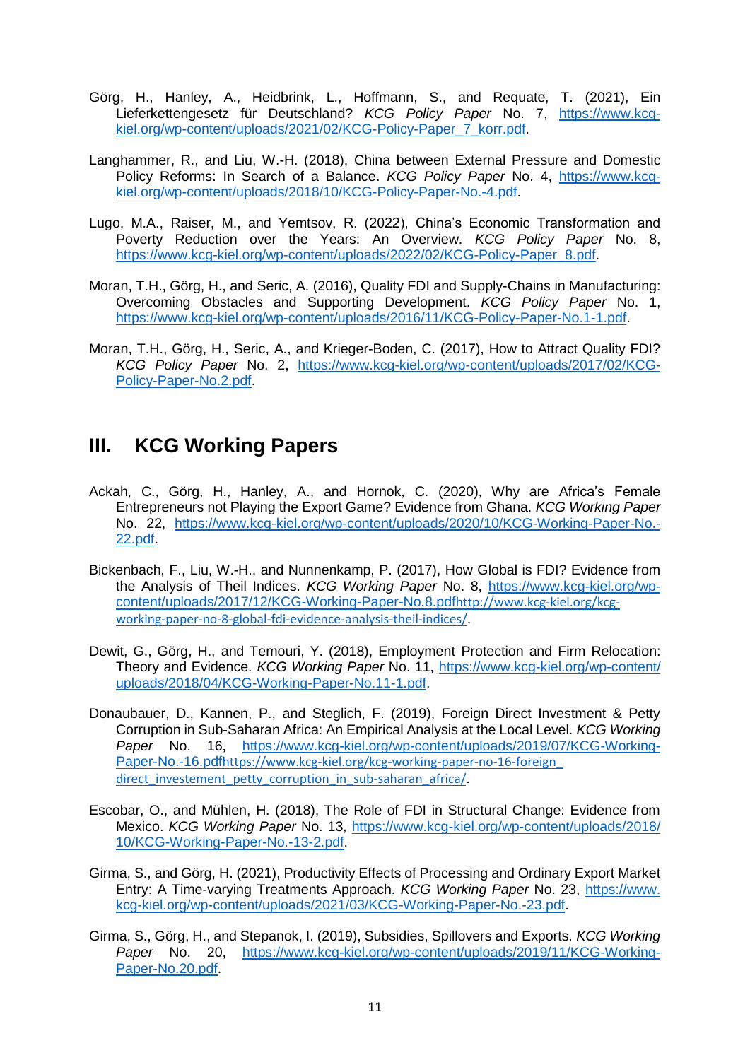Görg, H., Hanley, A., Heidbrink, L., Hoffmann, S., and Requate, T. (2021), Ein Lieferkettengesetz für Deutschland? *KCG Policy Paper* No. 7, https://www.kcg-kiel.org/wp-content/uploads/2021/02/KCG-Policy-Paper_7_korr.pdf.

Langhammer, R., and Liu, W.-H. (2018), China between External Pressure and Domestic Policy Reforms: In Search of a Balance. *KCG Policy Paper* No. 4, https://www.kcg-kiel.org/wp-content/uploads/2018/10/KCG-Policy-Paper-No.-4.pdf.

Lugo, M.A., Raiser, M., and Yemtsov, R. (2022), China's Economic Transformation and Poverty Reduction over the Years: An Overview. *KCG Policy Paper* No. 8, https://www.kcg-kiel.org/wp-content/uploads/2022/02/KCG-Policy-Paper_8.pdf.

Moran, T.H., Görg, H., and Seric, A. (2016), Quality FDI and Supply-Chains in Manufacturing: Overcoming Obstacles and Supporting Development. *KCG Policy Paper* No. 1, https://www.kcg-kiel.org/wp-content/uploads/2016/11/KCG-Policy-Paper-No.1-1.pdf.

Moran, T.H., Görg, H., Seric, A., and Krieger-Boden, C. (2017), How to Attract Quality FDI? *KCG Policy Paper* No. 2, https://www.kcg-kiel.org/wp-content/uploads/2017/02/KCG-Policy-Paper-No.2.pdf.

## III. KCG Working Papers

Ackah, C., Görg, H., Hanley, A., and Hornok, C. (2020), Why are Africa's Female Entrepreneurs not Playing the Export Game? Evidence from Ghana. *KCG Working Paper* No. 22, https://www.kcg-kiel.org/wp-content/uploads/2020/10/KCG-Working-Paper-No.-22.pdf.

Bickenbach, F., Liu, W.-H., and Nunnenkamp, P. (2017), How Global is FDI? Evidence from the Analysis of Theil Indices. *KCG Working Paper* No. 8, https://www.kcg-kiel.org/wp-content/uploads/2017/12/KCG-Working-Paper-No.8.pdfhttp://www.kcg-kiel.org/kcg-working-paper-no-8-global-fdi-evidence-analysis-theil-indices/.

Dewit, G., Görg, H., and Temouri, Y. (2018), Employment Protection and Firm Relocation: Theory and Evidence. *KCG Working Paper* No. 11, https://www.kcg-kiel.org/wp-content/uploads/2018/04/KCG-Working-Paper-No.11-1.pdf.

Donaubauer, D., Kannen, P., and Steglich, F. (2019), Foreign Direct Investment & Petty Corruption in Sub-Saharan Africa: An Empirical Analysis at the Local Level. *KCG Working Paper* No. 16, https://www.kcg-kiel.org/wp-content/uploads/2019/07/KCG-Working-Paper-No.-16.pdfhttps://www.kcg-kiel.org/kcg-working-paper-no-16-foreign_direct_investement_petty_corruption_in_sub-saharan_africa/.

Escobar, O., and Mühlen, H. (2018), The Role of FDI in Structural Change: Evidence from Mexico. *KCG Working Paper* No. 13, https://www.kcg-kiel.org/wp-content/uploads/2018/10/KCG-Working-Paper-No.-13-2.pdf.

Girma, S., and Görg, H. (2021), Productivity Effects of Processing and Ordinary Export Market Entry: A Time-varying Treatments Approach. *KCG Working Paper* No. 23, https://www.kcg-kiel.org/wp-content/uploads/2021/03/KCG-Working-Paper-No.-23.pdf.

Girma, S., Görg, H., and Stepanok, I. (2019), Subsidies, Spillovers and Exports. *KCG Working Paper* No. 20, https://www.kcg-kiel.org/wp-content/uploads/2019/11/KCG-Working-Paper-No.20.pdf.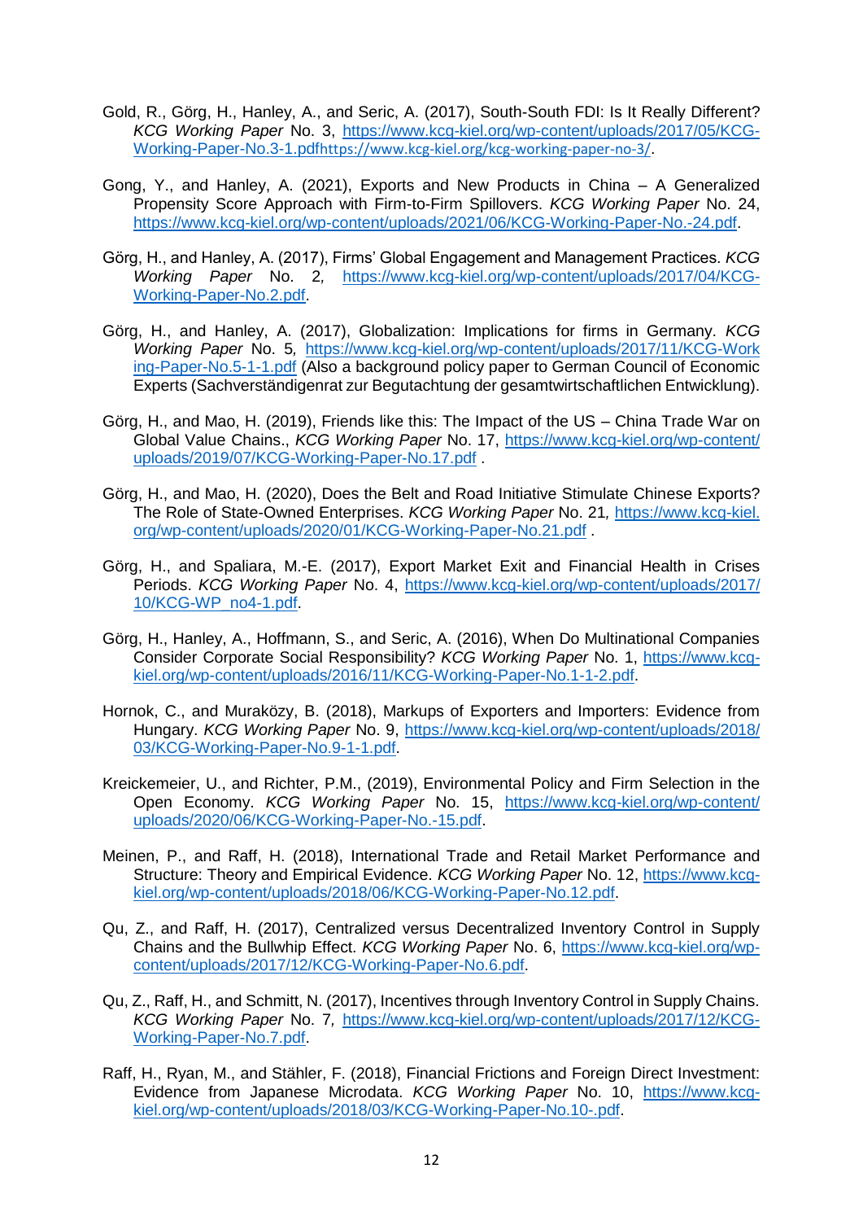Gold, R., Görg, H., Hanley, A., and Seric, A. (2017), South-South FDI: Is It Really Different? *KCG Working Paper* No. 3, https://www.kcg-kiel.org/wp-content/uploads/2017/05/KCG-Working-Paper-No.3-1.pdfhttps://www.kcg-kiel.org/kcg-working-paper-no-3/.

Gong, Y., and Hanley, A. (2021), Exports and New Products in China – A Generalized Propensity Score Approach with Firm-to-Firm Spillovers. *KCG Working Paper* No. 24, https://www.kcg-kiel.org/wp-content/uploads/2021/06/KCG-Working-Paper-No.-24.pdf.

Görg, H., and Hanley, A. (2017), Firms' Global Engagement and Management Practices. *KCG Working Paper* No. 2, https://www.kcg-kiel.org/wp-content/uploads/2017/04/KCG-Working-Paper-No.2.pdf.

Görg, H., and Hanley, A. (2017), Globalization: Implications for firms in Germany. *KCG Working Paper* No. 5, https://www.kcg-kiel.org/wp-content/uploads/2017/11/KCG-Working-Paper-No.5-1-1.pdf (Also a background policy paper to German Council of Economic Experts (Sachverständigenrat zur Begutachtung der gesamtwirtschaftlichen Entwicklung).

Görg, H., and Mao, H. (2019), Friends like this: The Impact of the US – China Trade War on Global Value Chains., *KCG Working Paper* No. 17, https://www.kcg-kiel.org/wp-content/uploads/2019/07/KCG-Working-Paper-No.17.pdf .

Görg, H., and Mao, H. (2020), Does the Belt and Road Initiative Stimulate Chinese Exports? The Role of State-Owned Enterprises. *KCG Working Paper* No. 21, https://www.kcg-kiel.org/wp-content/uploads/2020/01/KCG-Working-Paper-No.21.pdf .

Görg, H., and Spaliara, M.-E. (2017), Export Market Exit and Financial Health in Crises Periods. *KCG Working Paper* No. 4, https://www.kcg-kiel.org/wp-content/uploads/2017/10/KCG-WP_no4-1.pdf.

Görg, H., Hanley, A., Hoffmann, S., and Seric, A. (2016), When Do Multinational Companies Consider Corporate Social Responsibility? *KCG Working Paper* No. 1, https://www.kcg-kiel.org/wp-content/uploads/2016/11/KCG-Working-Paper-No.1-1-2.pdf.

Hornok, C., and Muraközy, B. (2018), Markups of Exporters and Importers: Evidence from Hungary. *KCG Working Paper* No. 9, https://www.kcg-kiel.org/wp-content/uploads/2018/03/KCG-Working-Paper-No.9-1-1.pdf.

Kreickemeier, U., and Richter, P.M., (2019), Environmental Policy and Firm Selection in the Open Economy. *KCG Working Paper* No. 15, https://www.kcg-kiel.org/wp-content/uploads/2020/06/KCG-Working-Paper-No.-15.pdf.

Meinen, P., and Raff, H. (2018), International Trade and Retail Market Performance and Structure: Theory and Empirical Evidence. *KCG Working Paper* No. 12, https://www.kcg-kiel.org/wp-content/uploads/2018/06/KCG-Working-Paper-No.12.pdf.

Qu, Z., and Raff, H. (2017), Centralized versus Decentralized Inventory Control in Supply Chains and the Bullwhip Effect. *KCG Working Paper* No. 6, https://www.kcg-kiel.org/wp-content/uploads/2017/12/KCG-Working-Paper-No.6.pdf.

Qu, Z., Raff, H., and Schmitt, N. (2017), Incentives through Inventory Control in Supply Chains. *KCG Working Paper* No. 7, https://www.kcg-kiel.org/wp-content/uploads/2017/12/KCG-Working-Paper-No.7.pdf.

Raff, H., Ryan, M., and Stähler, F. (2018), Financial Frictions and Foreign Direct Investment: Evidence from Japanese Microdata. *KCG Working Paper* No. 10, https://www.kcg-kiel.org/wp-content/uploads/2018/03/KCG-Working-Paper-No.10-.pdf.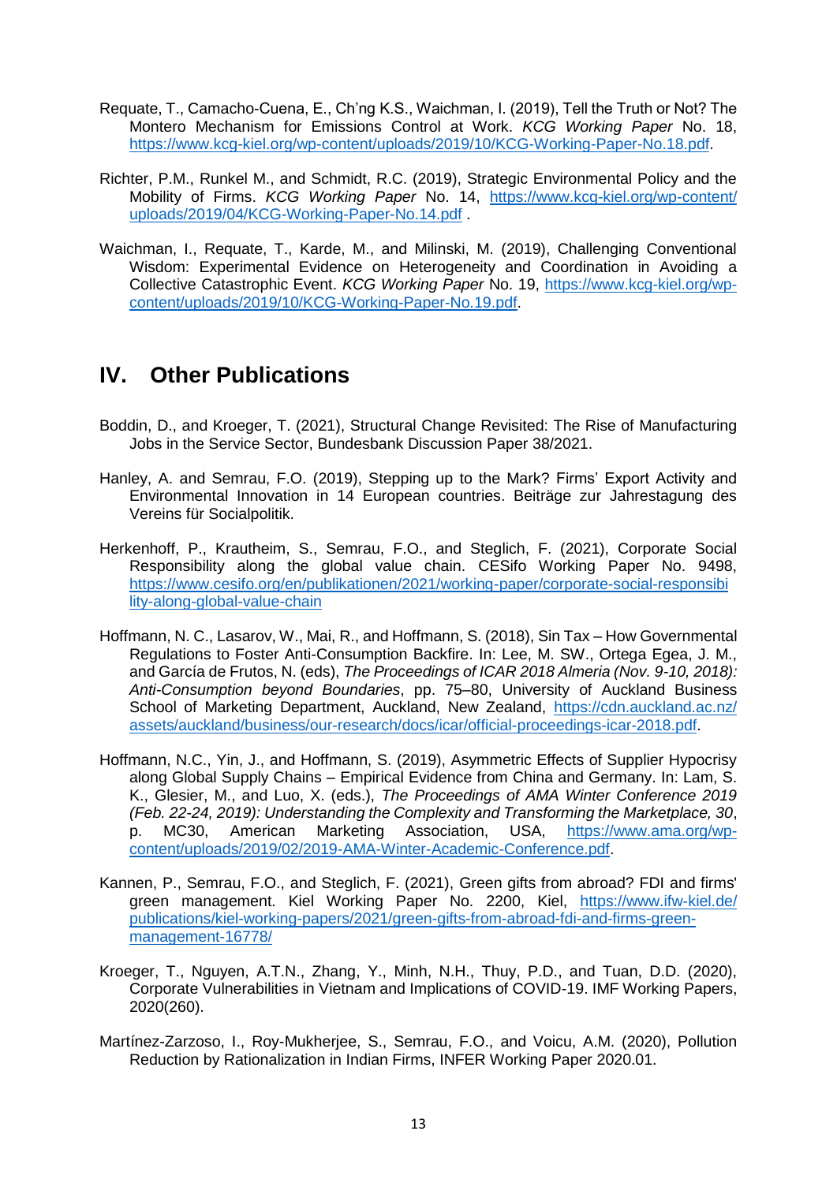Requate, T., Camacho-Cuena, E., Ch'ng K.S., Waichman, I. (2019), Tell the Truth or Not? The Montero Mechanism for Emissions Control at Work. *KCG Working Paper* No. 18, https://www.kcg-kiel.org/wp-content/uploads/2019/10/KCG-Working-Paper-No.18.pdf.

Richter, P.M., Runkel M., and Schmidt, R.C. (2019), Strategic Environmental Policy and the Mobility of Firms. *KCG Working Paper* No. 14, https://www.kcg-kiel.org/wp-content/uploads/2019/04/KCG-Working-Paper-No.14.pdf .

Waichman, I., Requate, T., Karde, M., and Milinski, M. (2019), Challenging Conventional Wisdom: Experimental Evidence on Heterogeneity and Coordination in Avoiding a Collective Catastrophic Event. *KCG Working Paper* No. 19, https://www.kcg-kiel.org/wp-content/uploads/2019/10/KCG-Working-Paper-No.19.pdf.

## IV. Other Publications

Boddin, D., and Kroeger, T. (2021), Structural Change Revisited: The Rise of Manufacturing Jobs in the Service Sector, Bundesbank Discussion Paper 38/2021.

Hanley, A. and Semrau, F.O. (2019), Stepping up to the Mark? Firms' Export Activity and Environmental Innovation in 14 European countries. Beiträge zur Jahrestagung des Vereins für Socialpolitik.

Herkenhoff, P., Krautheim, S., Semrau, F.O., and Steglich, F. (2021), Corporate Social Responsibility along the global value chain. CESifo Working Paper No. 9498, https://www.cesifo.org/en/publikationen/2021/working-paper/corporate-social-responsibility-along-global-value-chain

Hoffmann, N. C., Lasarov, W., Mai, R., and Hoffmann, S. (2018), Sin Tax – How Governmental Regulations to Foster Anti-Consumption Backfire. In: Lee, M. SW., Ortega Egea, J. M., and García de Frutos, N. (eds), *The Proceedings of ICAR 2018 Almeria (Nov. 9-10, 2018): Anti-Consumption beyond Boundaries*, pp. 75–80, University of Auckland Business School of Marketing Department, Auckland, New Zealand, https://cdn.auckland.ac.nz/assets/auckland/business/our-research/docs/icar/official-proceedings-icar-2018.pdf.

Hoffmann, N.C., Yin, J., and Hoffmann, S. (2019), Asymmetric Effects of Supplier Hypocrisy along Global Supply Chains – Empirical Evidence from China and Germany. In: Lam, S. K., Glesier, M., and Luo, X. (eds.), *The Proceedings of AMA Winter Conference 2019 (Feb. 22-24, 2019): Understanding the Complexity and Transforming the Marketplace, 30*, p. MC30, American Marketing Association, USA, https://www.ama.org/wp-content/uploads/2019/02/2019-AMA-Winter-Academic-Conference.pdf.

Kannen, P., Semrau, F.O., and Steglich, F. (2021), Green gifts from abroad? FDI and firms' green management. Kiel Working Paper No. 2200, Kiel, https://www.ifw-kiel.de/publications/kiel-working-papers/2021/green-gifts-from-abroad-fdi-and-firms-green-management-16778/

Kroeger, T., Nguyen, A.T.N., Zhang, Y., Minh, N.H., Thuy, P.D., and Tuan, D.D. (2020), Corporate Vulnerabilities in Vietnam and Implications of COVID-19. IMF Working Papers, 2020(260).

Martínez-Zarzoso, I., Roy-Mukherjee, S., Semrau, F.O., and Voicu, A.M. (2020), Pollution Reduction by Rationalization in Indian Firms, INFER Working Paper 2020.01.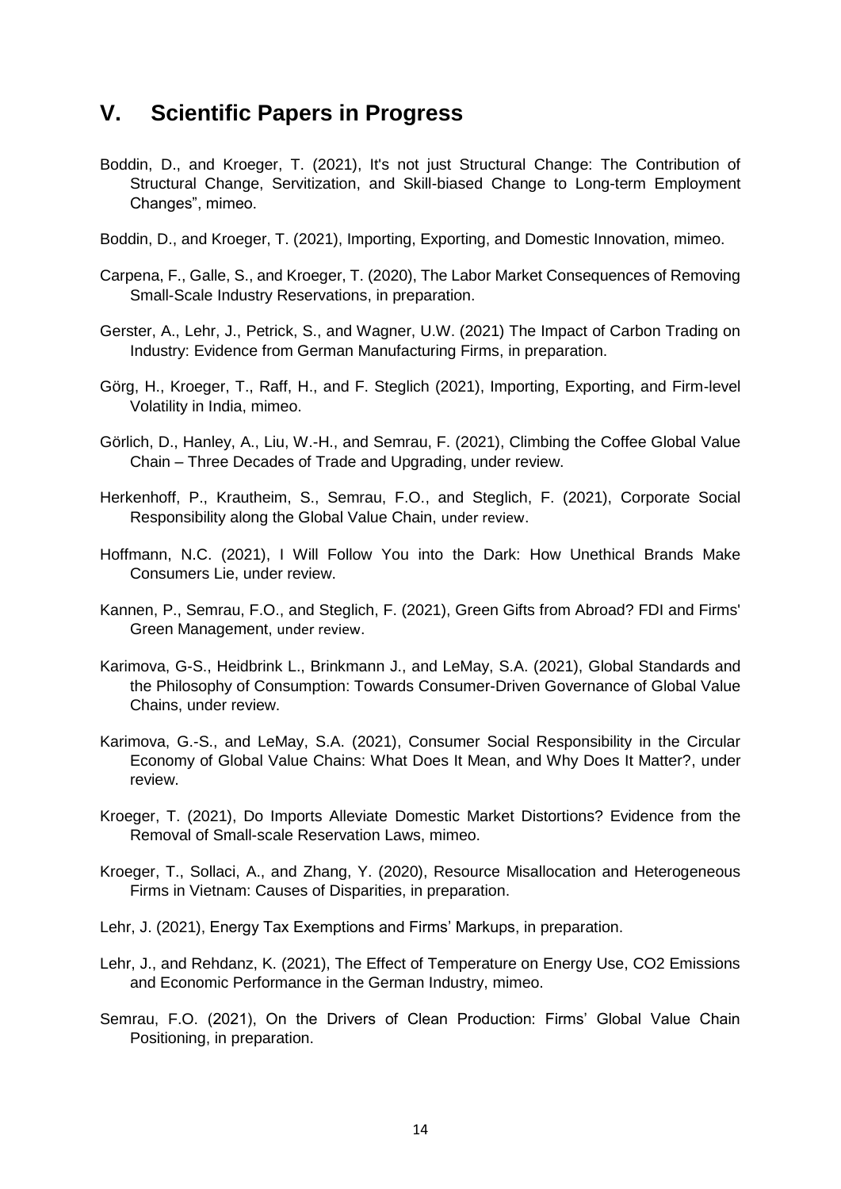## V. Scientific Papers in Progress

Boddin, D., and Kroeger, T. (2021), It's not just Structural Change: The Contribution of Structural Change, Servitization, and Skill-biased Change to Long-term Employment Changes", mimeo.

Boddin, D., and Kroeger, T. (2021), Importing, Exporting, and Domestic Innovation, mimeo.

Carpena, F., Galle, S., and Kroeger, T. (2020), The Labor Market Consequences of Removing Small-Scale Industry Reservations, in preparation.

Gerster, A., Lehr, J., Petrick, S., and Wagner, U.W. (2021) The Impact of Carbon Trading on Industry: Evidence from German Manufacturing Firms, in preparation.

Görg, H., Kroeger, T., Raff, H., and F. Steglich (2021), Importing, Exporting, and Firm-level Volatility in India, mimeo.

Görlich, D., Hanley, A., Liu, W.-H., and Semrau, F. (2021), Climbing the Coffee Global Value Chain – Three Decades of Trade and Upgrading, under review.

Herkenhoff, P., Krautheim, S., Semrau, F.O., and Steglich, F. (2021), Corporate Social Responsibility along the Global Value Chain, under review.

Hoffmann, N.C. (2021), I Will Follow You into the Dark: How Unethical Brands Make Consumers Lie, under review.

Kannen, P., Semrau, F.O., and Steglich, F. (2021), Green Gifts from Abroad? FDI and Firms' Green Management, under review.

Karimova, G-S., Heidbrink L., Brinkmann J., and LeMay, S.A. (2021), Global Standards and the Philosophy of Consumption: Towards Consumer-Driven Governance of Global Value Chains, under review.

Karimova, G.-S., and LeMay, S.A. (2021), Consumer Social Responsibility in the Circular Economy of Global Value Chains: What Does It Mean, and Why Does It Matter?, under review.

Kroeger, T. (2021), Do Imports Alleviate Domestic Market Distortions? Evidence from the Removal of Small-scale Reservation Laws, mimeo.

Kroeger, T., Sollaci, A., and Zhang, Y. (2020), Resource Misallocation and Heterogeneous Firms in Vietnam: Causes of Disparities, in preparation.

Lehr, J. (2021), Energy Tax Exemptions and Firms' Markups, in preparation.

Lehr, J., and Rehdanz, K. (2021), The Effect of Temperature on Energy Use, CO2 Emissions and Economic Performance in the German Industry, mimeo.

Semrau, F.O. (2021), On the Drivers of Clean Production: Firms' Global Value Chain Positioning, in preparation.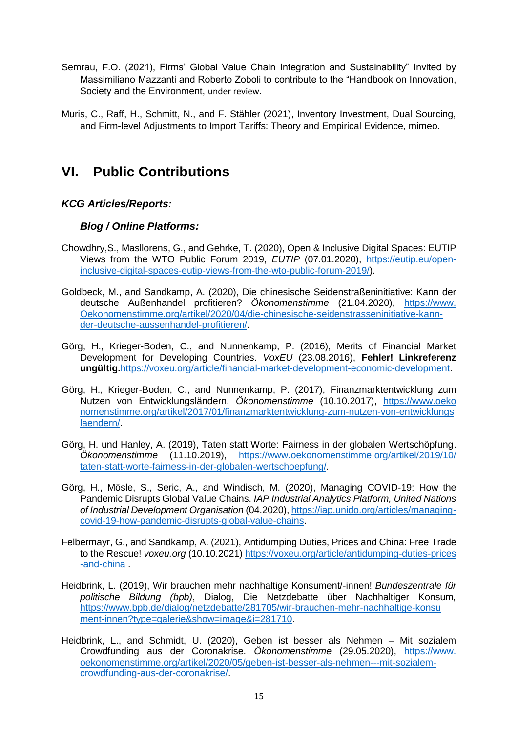Semrau, F.O. (2021), Firms' Global Value Chain Integration and Sustainability" Invited by Massimiliano Mazzanti and Roberto Zoboli to contribute to the "Handbook on Innovation, Society and the Environment, under review.

Muris, C., Raff, H., Schmitt, N., and F. Stähler (2021), Inventory Investment, Dual Sourcing, and Firm-level Adjustments to Import Tariffs: Theory and Empirical Evidence, mimeo.

# VI. Public Contributions

### *KCG Articles/Reports:*

#### *Blog / Online Platforms:*

Chowdhry,S., Masllorens, G., and Gehrke, T. (2020), Open & Inclusive Digital Spaces: EUTIP Views from the WTO Public Forum 2019, *EUTIP* (07.01.2020), https://eutip.eu/open-inclusive-digital-spaces-eutip-views-from-the-wto-public-forum-2019/).

Goldbeck, M., and Sandkamp, A. (2020), Die chinesische Seidenstraßeninitiative: Kann der deutsche Außenhandel profitieren? *Ökonomenstimme* (21.04.2020), https://www.Oekonomenstimme.org/artikel/2020/04/die-chinesische-seidenstrasseninitiative-kann-der-deutsche-aussenhandel-profitieren/.

Görg, H., Krieger-Boden, C., and Nunnenkamp, P. (2016), Merits of Financial Market Development for Developing Countries. *VoxEU* (23.08.2016), **Fehler! Linkreferenz ungültig.**https://voxeu.org/article/financial-market-development-economic-development.

Görg, H., Krieger-Boden, C., and Nunnenkamp, P. (2017), Finanzmarktentwicklung zum Nutzen von Entwicklungsländern. *Ökonomenstimme* (10.10.2017), https://www.oekonomenstimme.org/artikel/2017/01/finanzmarktentwicklung-zum-nutzen-von-entwicklungslaendern/.

Görg, H. und Hanley, A. (2019), Taten statt Worte: Fairness in der globalen Wertschöpfung. *Ökonomenstimme* (11.10.2019), https://www.oekonomenstimme.org/artikel/2019/10/taten-statt-worte-fairness-in-der-globalen-wertschoepfung/.

Görg, H., Mösle, S., Seric, A., and Windisch, M. (2020), Managing COVID-19: How the Pandemic Disrupts Global Value Chains. *IAP Industrial Analytics Platform, United Nations of Industrial Development Organisation* (04.2020), https://iap.unido.org/articles/managing-covid-19-how-pandemic-disrupts-global-value-chains.

Felbermayr, G., and Sandkamp, A. (2021), Antidumping Duties, Prices and China: Free Trade to the Rescue! *voxeu.org* (10.10.2021) https://voxeu.org/article/antidumping-duties-prices-and-china .

Heidbrink, L. (2019), Wir brauchen mehr nachhaltige Konsument/-innen! *Bundeszentrale für politische Bildung (bpb)*, Dialog, Die Netzdebatte über Nachhaltiger Konsum, https://www.bpb.de/dialog/netzdebatte/281705/wir-brauchen-mehr-nachhaltige-konsument-innen?type=galerie&show=image&i=281710.

Heidbrink, L., and Schmidt, U. (2020), Geben ist besser als Nehmen – Mit sozialem Crowdfunding aus der Coronakrise. *Ökonomenstimme* (29.05.2020), https://www.oekonomenstimme.org/artikel/2020/05/geben-ist-besser-als-nehmen---mit-sozialem-crowdfunding-aus-der-coronakrise/.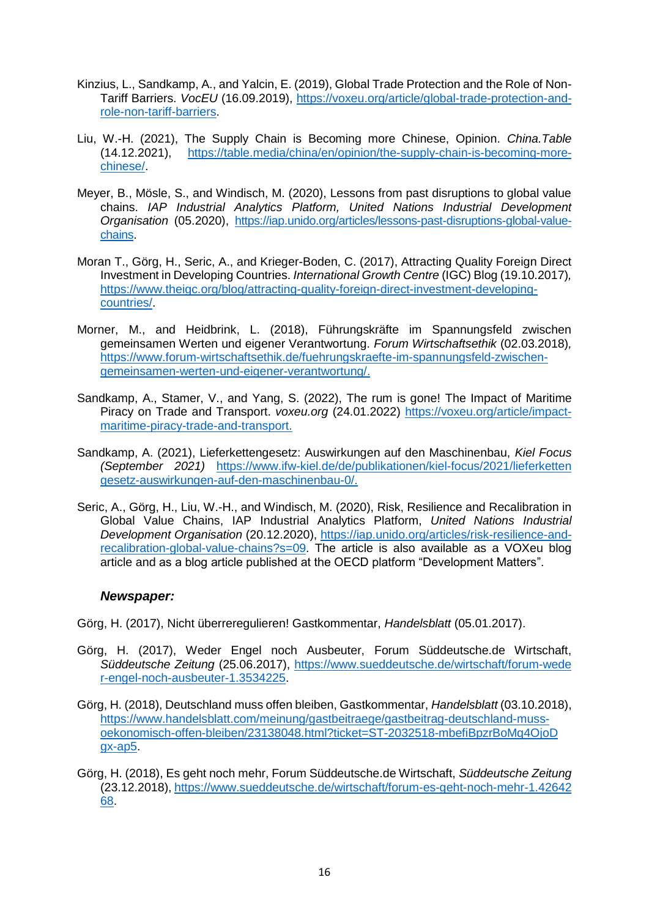Kinzius, L., Sandkamp, A., and Yalcin, E. (2019), Global Trade Protection and the Role of Non-Tariff Barriers. *VocEU* (16.09.2019), https://voxeu.org/article/global-trade-protection-and-role-non-tariff-barriers.

Liu, W.-H. (2021), The Supply Chain is Becoming more Chinese, Opinion. *China.Table* (14.12.2021), https://table.media/china/en/opinion/the-supply-chain-is-becoming-more-chinese/.

Meyer, B., Mösle, S., and Windisch, M. (2020), Lessons from past disruptions to global value chains. *IAP Industrial Analytics Platform, United Nations Industrial Development Organisation* (05.2020), https://iap.unido.org/articles/lessons-past-disruptions-global-value-chains.

Moran T., Görg, H., Seric, A., and Krieger-Boden, C. (2017), Attracting Quality Foreign Direct Investment in Developing Countries. *International Growth Centre* (IGC) Blog (19.10.2017), https://www.theigc.org/blog/attracting-quality-foreign-direct-investment-developing-countries/.

Morner, M., and Heidbrink, L. (2018), Führungskräfte im Spannungsfeld zwischen gemeinsamen Werten und eigener Verantwortung. *Forum Wirtschaftsethik* (02.03.2018), https://www.forum-wirtschaftsethik.de/fuehrungskraefte-im-spannungsfeld-zwischen-gemeinsamen-werten-und-eigener-verantwortung/.

Sandkamp, A., Stamer, V., and Yang, S. (2022), The rum is gone! The Impact of Maritime Piracy on Trade and Transport. *voxeu.org* (24.01.2022) https://voxeu.org/article/impact-maritime-piracy-trade-and-transport.

Sandkamp, A. (2021), Lieferkettengesetz: Auswirkungen auf den Maschinenbau, *Kiel Focus (September 2021)* https://www.ifw-kiel.de/de/publikationen/kiel-focus/2021/lieferkettengesetz-auswirkungen-auf-den-maschinenbau-0/.

Seric, A., Görg, H., Liu, W.-H., and Windisch, M. (2020), Risk, Resilience and Recalibration in Global Value Chains, IAP Industrial Analytics Platform, *United Nations Industrial Development Organisation* (20.12.2020), https://iap.unido.org/articles/risk-resilience-and-recalibration-global-value-chains?s=09. The article is also available as a VOXeu blog article and as a blog article published at the OECD platform "Development Matters".

### *Newspaper:*

Görg, H. (2017), Nicht überreregulieren! Gastkommentar, *Handelsblatt* (05.01.2017).

Görg, H. (2017), Weder Engel noch Ausbeuter, Forum Süddeutsche.de Wirtschaft, *Süddeutsche Zeitung* (25.06.2017), https://www.sueddeutsche.de/wirtschaft/forum-weder-engel-noch-ausbeuter-1.3534225.

Görg, H. (2018), Deutschland muss offen bleiben, Gastkommentar, *Handelsblatt* (03.10.2018), https://www.handelsblatt.com/meinung/gastbeitraege/gastbeitrag-deutschland-muss-oekonomisch-offen-bleiben/23138048.html?ticket=ST-2032518-mbefiBpzrBoMq4OjoDgx-ap5.

Görg, H. (2018), Es geht noch mehr, Forum Süddeutsche.de Wirtschaft, *Süddeutsche Zeitung* (23.12.2018), https://www.sueddeutsche.de/wirtschaft/forum-es-geht-noch-mehr-1.4264268.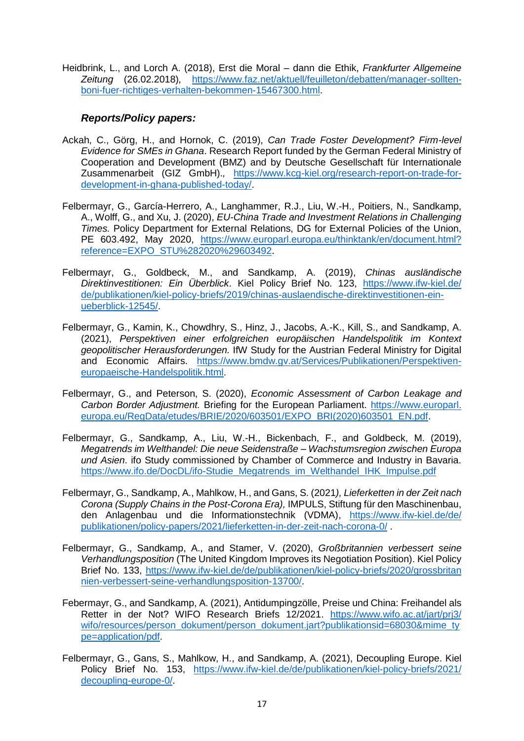Heidbrink, L., and Lorch A. (2018), Erst die Moral – dann die Ethik, *Frankfurter Allgemeine Zeitung* (26.02.2018), https://www.faz.net/aktuell/feuilleton/debatten/manager-sollten-boni-fuer-richtiges-verhalten-bekommen-15467300.html.

### *Reports/Policy papers:*

Ackah, C., Görg, H., and Hornok, C. (2019), *Can Trade Foster Development? Firm-level Evidence for SMEs in Ghana*. Research Report funded by the German Federal Ministry of Cooperation and Development (BMZ) and by Deutsche Gesellschaft für Internationale Zusammenarbeit (GIZ GmbH)., https://www.kcg-kiel.org/research-report-on-trade-for-development-in-ghana-published-today/.

Felbermayr, G., García-Herrero, A., Langhammer, R.J., Liu, W.-H., Poitiers, N., Sandkamp, A., Wolff, G., and Xu, J. (2020), *EU-China Trade and Investment Relations in Challenging Times.* Policy Department for External Relations, DG for External Policies of the Union, PE 603.492, May 2020, https://www.europarl.europa.eu/thinktank/en/document.html?reference=EXPO_STU%282020%29603492.

Felbermayr, G., Goldbeck, M., and Sandkamp, A. (2019), *Chinas ausländische Direktinvestitionen: Ein Überblick*. Kiel Policy Brief No. 123, https://www.ifw-kiel.de/de/publikationen/kiel-policy-briefs/2019/chinas-auslaendische-direktinvestitionen-ein-ueberblick-12545/.

Felbermayr, G., Kamin, K., Chowdhry, S., Hinz, J., Jacobs, A.-K., Kill, S., and Sandkamp, A. (2021), *Perspektiven einer erfolgreichen europäischen Handelspolitik im Kontext geopolitischer Herausforderungen.* IfW Study for the Austrian Federal Ministry for Digital and Economic Affairs. https://www.bmdw.gv.at/Services/Publikationen/Perspektiven-europaeische-Handelspolitik.html.

Felbermayr, G., and Peterson, S. (2020), *Economic Assessment of Carbon Leakage and Carbon Border Adjustment.* Briefing for the European Parliament. https://www.europarl.europa.eu/RegData/etudes/BRIE/2020/603501/EXPO_BRI(2020)603501_EN.pdf.

Felbermayr, G., Sandkamp, A., Liu, W.-H., Bickenbach, F., and Goldbeck, M. (2019), *Megatrends im Welthandel: Die neue Seidenstraße – Wachstumsregion zwischen Europa und Asien*. ifo Study commissioned by Chamber of Commerce and Industry in Bavaria. https://www.ifo.de/DocDL/ifo-Studie_Megatrends_im_Welthandel_IHK_Impulse.pdf

Felbermayr, G., Sandkamp, A., Mahlkow, H., and Gans, S. (2021*), Lieferketten in der Zeit nach Corona (Supply Chains in the Post-Corona Era),* IMPULS, Stiftung für den Maschinenbau, den Anlagenbau und die Informationstechnik (VDMA), https://www.ifw-kiel.de/de/publikationen/policy-papers/2021/lieferketten-in-der-zeit-nach-corona-0/ .

Felbermayr, G., Sandkamp, A., and Stamer, V. (2020), *Großbritannien verbessert seine Verhandlungsposition* (The United Kingdom Improves its Negotiation Position). Kiel Policy Brief No. 133, https://www.ifw-kiel.de/de/publikationen/kiel-policy-briefs/2020/grossbritannien-verbessert-seine-verhandlungsposition-13700/.

Febermayr, G., and Sandkamp, A. (2021), Antidumpingzölle, Preise und China: Freihandel als Retter in der Not? WIFO Research Briefs 12/2021. https://www.wifo.ac.at/jart/prj3/wifo/resources/person_dokument/person_dokument.jart?publikationsid=68030&mime_type=application/pdf.

Felbermayr, G., Gans, S., Mahlkow, H., and Sandkamp, A. (2021), Decoupling Europe. Kiel Policy Brief No. 153, https://www.ifw-kiel.de/de/publikationen/kiel-policy-briefs/2021/decoupling-europe-0/.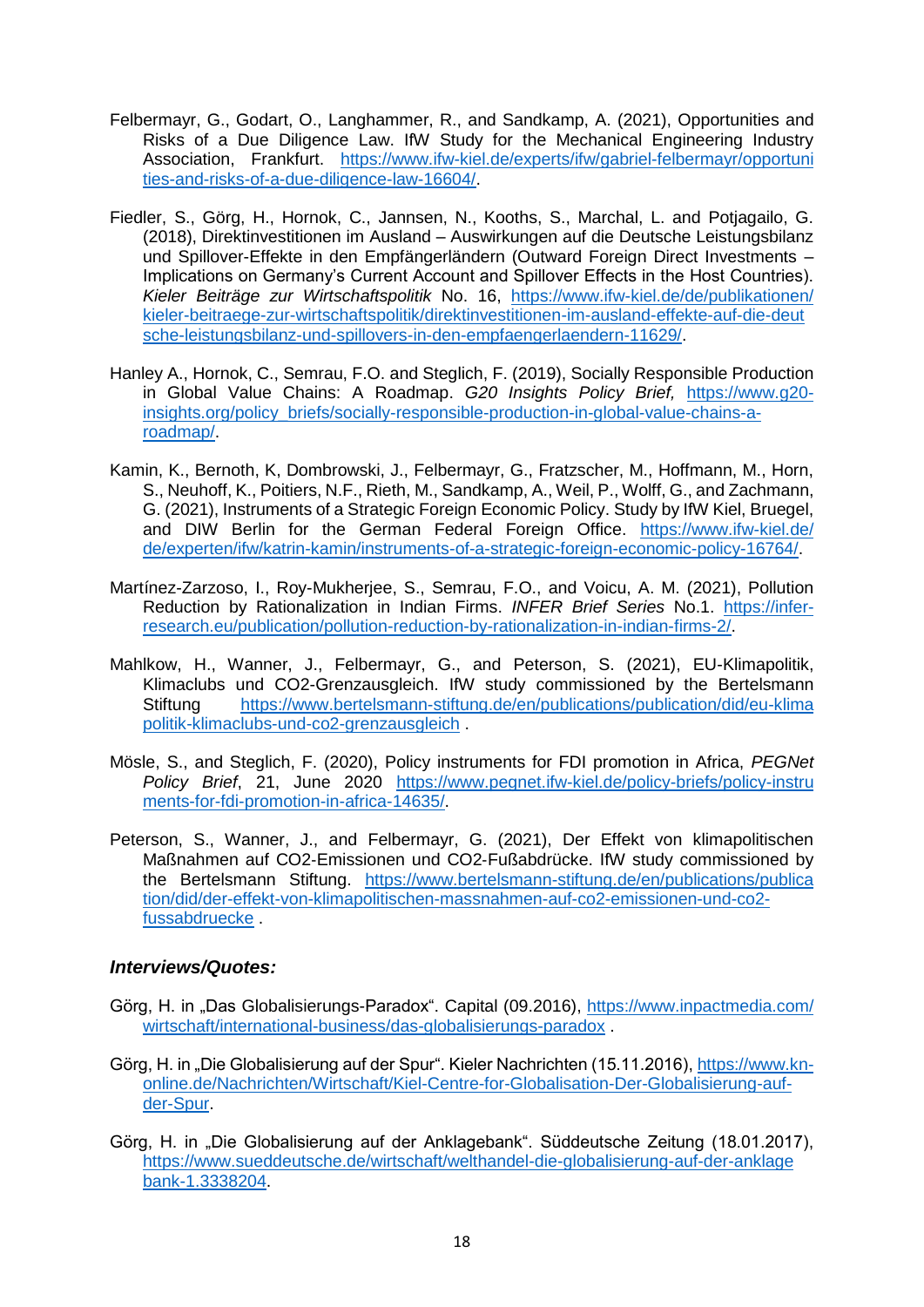Felbermayr, G., Godart, O., Langhammer, R., and Sandkamp, A. (2021), Opportunities and Risks of a Due Diligence Law. IfW Study for the Mechanical Engineering Industry Association, Frankfurt. https://www.ifw-kiel.de/experts/ifw/gabriel-felbermayr/opportunities-and-risks-of-a-due-diligence-law-16604/.

Fiedler, S., Görg, H., Hornok, C., Jannsen, N., Kooths, S., Marchal, L. and Potjagailo, G. (2018), Direktinvestitionen im Ausland – Auswirkungen auf die Deutsche Leistungsbilanz und Spillover-Effekte in den Empfängerländern (Outward Foreign Direct Investments – Implications on Germany's Current Account and Spillover Effects in the Host Countries). *Kieler Beiträge zur Wirtschaftspolitik* No. 16, https://www.ifw-kiel.de/de/publikationen/kieler-beitraege-zur-wirtschaftspolitik/direktinvestitionen-im-ausland-effekte-auf-die-deutsche-leistungsbilanz-und-spillovers-in-den-empfaengerlaendern-11629/.

Hanley A., Hornok, C., Semrau, F.O. and Steglich, F. (2019), Socially Responsible Production in Global Value Chains: A Roadmap. *G20 Insights Policy Brief,* https://www.g20-insights.org/policy_briefs/socially-responsible-production-in-global-value-chains-a-roadmap/.

Kamin, K., Bernoth, K, Dombrowski, J., Felbermayr, G., Fratzscher, M., Hoffmann, M., Horn, S., Neuhoff, K., Poitiers, N.F., Rieth, M., Sandkamp, A., Weil, P., Wolff, G., and Zachmann, G. (2021), Instruments of a Strategic Foreign Economic Policy. Study by IfW Kiel, Bruegel, and DIW Berlin for the German Federal Foreign Office. https://www.ifw-kiel.de/de/experten/ifw/katrin-kamin/instruments-of-a-strategic-foreign-economic-policy-16764/.

Martínez-Zarzoso, I., Roy-Mukherjee, S., Semrau, F.O., and Voicu, A. M. (2021), Pollution Reduction by Rationalization in Indian Firms. *INFER Brief Series* No.1. https://infer-research.eu/publication/pollution-reduction-by-rationalization-in-indian-firms-2/.

Mahlkow, H., Wanner, J., Felbermayr, G., and Peterson, S. (2021), EU-Klimapolitik, Klimaclubs und CO2-Grenzausgleich. IfW study commissioned by the Bertelsmann Stiftung https://www.bertelsmann-stiftung.de/en/publications/publication/did/eu-klimapolitik-klimaclubs-und-co2-grenzausgleich .

Mösle, S., and Steglich, F. (2020), Policy instruments for FDI promotion in Africa, *PEGNet Policy Brief*, 21, June 2020 https://www.pegnet.ifw-kiel.de/policy-briefs/policy-instruments-for-fdi-promotion-in-africa-14635/.

Peterson, S., Wanner, J., and Felbermayr, G. (2021), Der Effekt von klimapolitischen Maßnahmen auf CO2-Emissionen und CO2-Fußabdrücke. IfW study commissioned by the Bertelsmann Stiftung. https://www.bertelsmann-stiftung.de/en/publications/publication/did/der-effekt-von-klimapolitischen-massnahmen-auf-co2-emissionen-und-co2-fussabdruecke .

### *Interviews/Quotes:*

Görg, H. in „Das Globalisierungs-Paradox". Capital (09.2016), https://www.inpactmedia.com/wirtschaft/international-business/das-globalisierungs-paradox .

Görg, H. in „Die Globalisierung auf der Spur". Kieler Nachrichten (15.11.2016), https://www.kn-online.de/Nachrichten/Wirtschaft/Kiel-Centre-for-Globalisation-Der-Globalisierung-auf-der-Spur.

Görg, H. in „Die Globalisierung auf der Anklagebank". Süddeutsche Zeitung (18.01.2017), https://www.sueddeutsche.de/wirtschaft/welthandel-die-globalisierung-auf-der-anklagebank-1.3338204.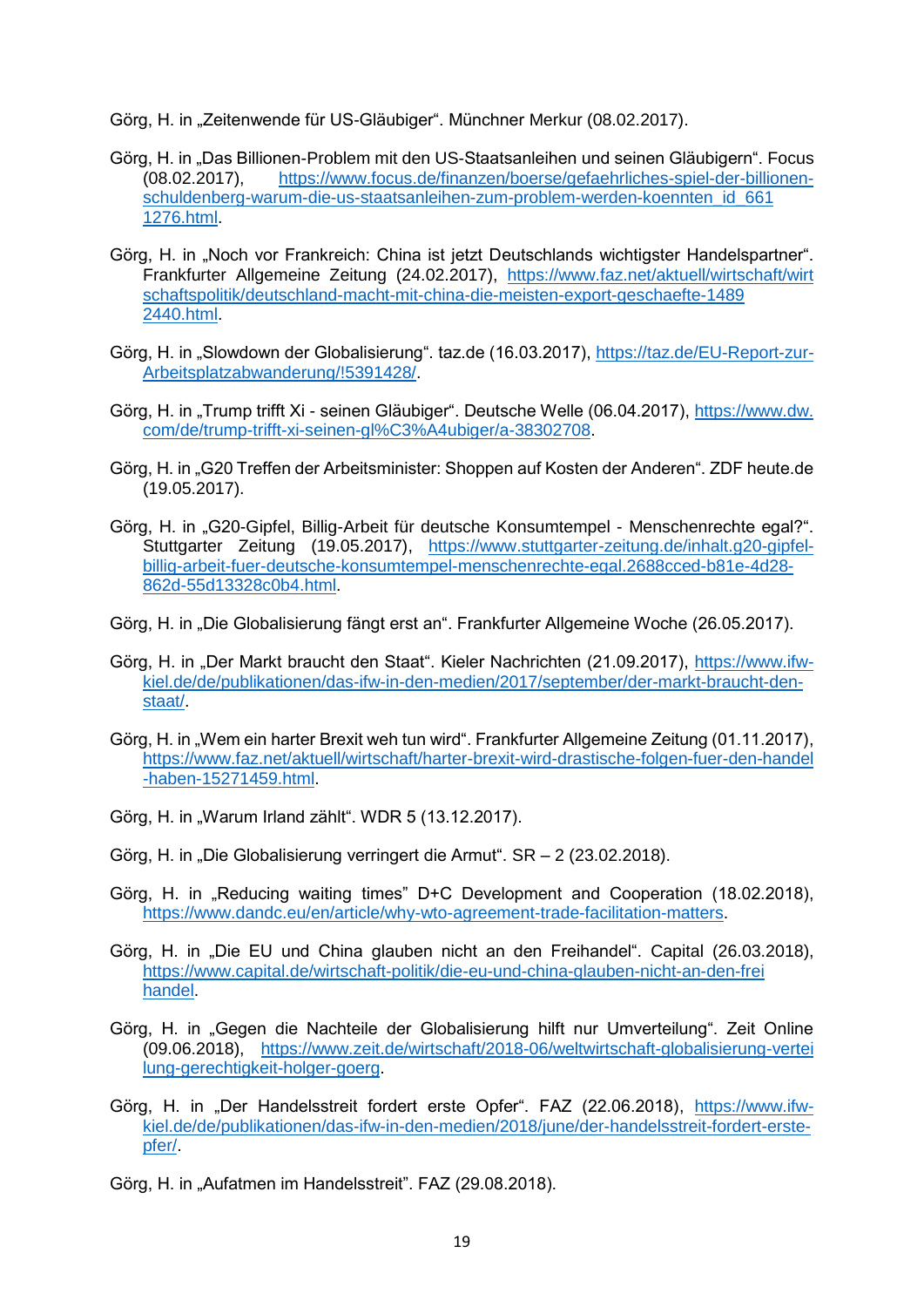Görg, H. in „Zeitenwende für US-Gläubiger“. Münchner Merkur (08.02.2017).

Görg, H. in „Das Billionen-Problem mit den US-Staatsanleihen und seinen Gläubigern“. Focus (08.02.2017), https://www.focus.de/finanzen/boerse/gefaehrliches-spiel-der-billionen-schuldenberg-warum-die-us-staatsanleihen-zum-problem-werden-koennten_id_6611276.html.

Görg, H. in „Noch vor Frankreich: China ist jetzt Deutschlands wichtigster Handelspartner“. Frankfurter Allgemeine Zeitung (24.02.2017), https://www.faz.net/aktuell/wirtschaft/wirtschaftspolitik/deutschland-macht-mit-china-die-meisten-export-geschaefte-14892440.html.

Görg, H. in „Slowdown der Globalisierung“. taz.de (16.03.2017), https://taz.de/EU-Report-zur-Arbeitsplatzabwanderung/!5391428/.

Görg, H. in „Trump trifft Xi - seinen Gläubiger“. Deutsche Welle (06.04.2017), https://www.dw.com/de/trump-trifft-xi-seinen-gl%C3%A4ubiger/a-38302708.

Görg, H. in „G20 Treffen der Arbeitsminister: Shoppen auf Kosten der Anderen“. ZDF heute.de (19.05.2017).

Görg, H. in „G20-Gipfel, Billig-Arbeit für deutsche Konsumtempel - Menschenrechte egal?“. Stuttgarter Zeitung (19.05.2017), https://www.stuttgarter-zeitung.de/inhalt.g20-gipfel-billig-arbeit-fuer-deutsche-konsumtempel-menschenrechte-egal.2688cced-b81e-4d28-862d-55d13328c0b4.html.

Görg, H. in „Die Globalisierung fängt erst an“. Frankfurter Allgemeine Woche (26.05.2017).

Görg, H. in „Der Markt braucht den Staat“. Kieler Nachrichten (21.09.2017), https://www.ifw-kiel.de/de/publikationen/das-ifw-in-den-medien/2017/september/der-markt-braucht-den-staat/.

Görg, H. in „Wem ein harter Brexit weh tun wird“. Frankfurter Allgemeine Zeitung (01.11.2017), https://www.faz.net/aktuell/wirtschaft/harter-brexit-wird-drastische-folgen-fuer-den-handel-haben-15271459.html.

Görg, H. in „Warum Irland zählt“. WDR 5 (13.12.2017).

Görg, H. in „Die Globalisierung verringert die Armut“. SR – 2 (23.02.2018).

Görg, H. in „Reducing waiting times” D+C Development and Cooperation (18.02.2018), https://www.dandc.eu/en/article/why-wto-agreement-trade-facilitation-matters.

Görg, H. in „Die EU und China glauben nicht an den Freihandel“. Capital (26.03.2018), https://www.capital.de/wirtschaft-politik/die-eu-und-china-glauben-nicht-an-den-freihandel.

Görg, H. in „Gegen die Nachteile der Globalisierung hilft nur Umverteilung“. Zeit Online (09.06.2018), https://www.zeit.de/wirtschaft/2018-06/weltwirtschaft-globalisierung-verteilung-gerechtigkeit-holger-goerg.

Görg, H. in „Der Handelsstreit fordert erste Opfer“. FAZ (22.06.2018), https://www.ifw-kiel.de/de/publikationen/das-ifw-in-den-medien/2018/june/der-handelsstreit-fordert-erste-opfer/.

Görg, H. in „Aufatmen im Handelsstreit”. FAZ (29.08.2018).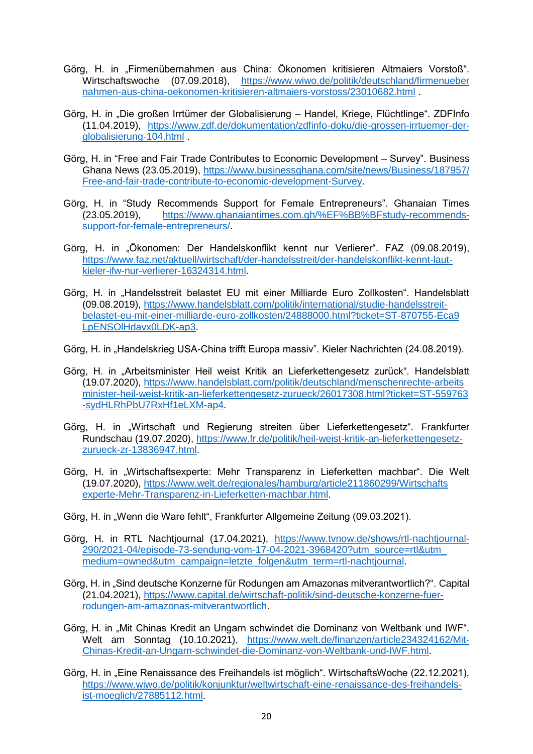Görg, H. in „Firmenübernahmen aus China: Ökonomen kritisieren Altmaiers Vorstoß". Wirtschaftswoche (07.09.2018), https://www.wiwo.de/politik/deutschland/firmenuebernahmen-aus-china-oekonomen-kritisieren-altmaiers-vorstoss/23010682.html .

Görg, H. in „Die großen Irrtümer der Globalisierung – Handel, Kriege, Flüchtlinge". ZDFInfo (11.04.2019), https://www.zdf.de/dokumentation/zdfinfo-doku/die-grossen-irrtuemer-der-globalisierung-104.html .

Görg, H. in "Free and Fair Trade Contributes to Economic Development – Survey". Business Ghana News (23.05.2019), https://www.businessghana.com/site/news/Business/187957/Free-and-fair-trade-contribute-to-economic-development-Survey.

Görg, H. in "Study Recommends Support for Female Entrepreneurs". Ghanaian Times (23.05.2019), https://www.ghanaiantimes.com.gh/%EF%BB%BFstudy-recommends-support-for-female-entrepreneurs/.

Görg, H. in „Ökonomen: Der Handelskonflikt kennt nur Verlierer". FAZ (09.08.2019), https://www.faz.net/aktuell/wirtschaft/der-handelsstreit/der-handelskonflikt-kennt-laut-kieler-ifw-nur-verlierer-16324314.html.

Görg, H. in „Handelsstreit belastet EU mit einer Milliarde Euro Zollkosten". Handelsblatt (09.08.2019), https://www.handelsblatt.com/politik/international/studie-handelsstreit-belastet-eu-mit-einer-milliarde-euro-zollkosten/24888000.html?ticket=ST-870755-Eca9LpENSOlHdavx0LDK-ap3.

Görg, H. in „Handelskrieg USA-China trifft Europa massiv". Kieler Nachrichten (24.08.2019).

Görg, H. in „Arbeitsminister Heil weist Kritik an Lieferkettengesetz zurück". Handelsblatt (19.07.2020), https://www.handelsblatt.com/politik/deutschland/menschenrechte-arbeitsminister-heil-weist-kritik-an-lieferkettengesetz-zurueck/26017308.html?ticket=ST-559763-sydHLRhPbU7RxHf1eLXM-ap4.

Görg, H. in „Wirtschaft und Regierung streiten über Lieferkettengesetz". Frankfurter Rundschau (19.07.2020), https://www.fr.de/politik/heil-weist-kritik-an-lieferkettengesetz-zurueck-zr-13836947.html.

Görg, H. in „Wirtschaftsexperte: Mehr Transparenz in Lieferketten machbar". Die Welt (19.07.2020), https://www.welt.de/regionales/hamburg/article211860299/Wirtschaftsexperte-Mehr-Transparenz-in-Lieferketten-machbar.html.

Görg, H. in „Wenn die Ware fehlt", Frankfurter Allgemeine Zeitung (09.03.2021).

Görg, H. in RTL Nachtjournal (17.04.2021), https://www.tvnow.de/shows/rtl-nachtjournal-290/2021-04/episode-73-sendung-vom-17-04-2021-3968420?utm_source=rtl&utm_medium=owned&utm_campaign=letzte_folgen&utm_term=rtl-nachtjournal.

Görg, H. in „Sind deutsche Konzerne für Rodungen am Amazonas mitverantwortlich?". Capital (21.04.2021), https://www.capital.de/wirtschaft-politik/sind-deutsche-konzerne-fuer-rodungen-am-amazonas-mitverantwortlich.

Görg, H. in „Mit Chinas Kredit an Ungarn schwindet die Dominanz von Weltbank und IWF". Welt am Sonntag (10.10.2021), https://www.welt.de/finanzen/article234324162/Mit-Chinas-Kredit-an-Ungarn-schwindet-die-Dominanz-von-Weltbank-und-IWF.html.

Görg, H. in „Eine Renaissance des Freihandels ist möglich". WirtschaftsWoche (22.12.2021), https://www.wiwo.de/politik/konjunktur/weltwirtschaft-eine-renaissance-des-freihandels-ist-moeglich/27885112.html.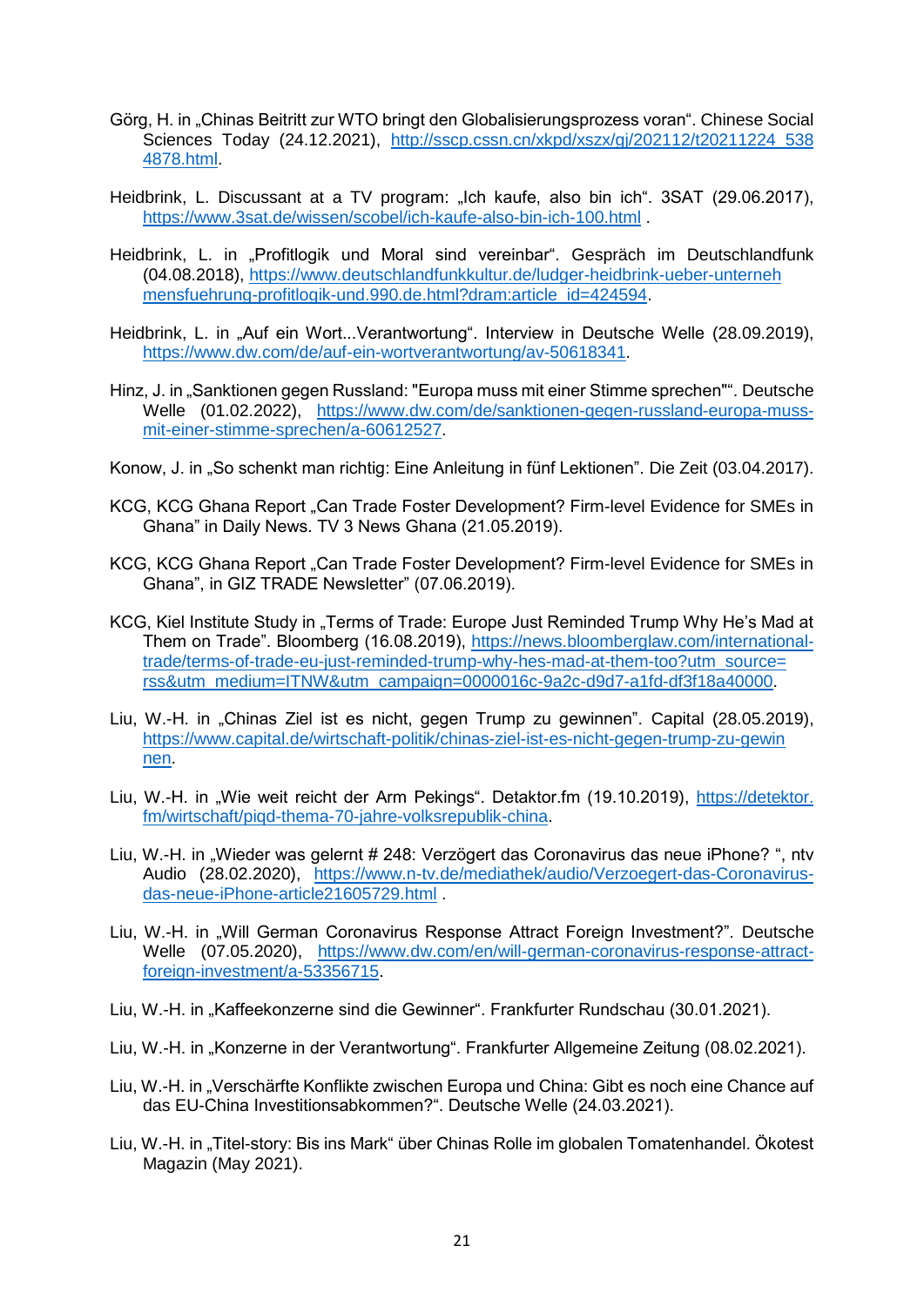Görg, H. in „Chinas Beitritt zur WTO bringt den Globalisierungsprozess voran“. Chinese Social Sciences Today (24.12.2021), http://sscp.cssn.cn/xkpd/xszx/gj/202112/t20211224_5384878.html.

Heidbrink, L. Discussant at a TV program: „Ich kaufe, also bin ich“. 3SAT (29.06.2017), https://www.3sat.de/wissen/scobel/ich-kaufe-also-bin-ich-100.html .

Heidbrink, L. in „Profitlogik und Moral sind vereinbar“. Gespräch im Deutschlandfunk (04.08.2018), https://www.deutschlandfunkkultur.de/ludger-heidbrink-ueber-unternehmensfuehrung-profitlogik-und.990.de.html?dram:article_id=424594.

Heidbrink, L. in „Auf ein Wort...Verantwortung“. Interview in Deutsche Welle (28.09.2019), https://www.dw.com/de/auf-ein-wortverantwortung/av-50618341.

Hinz, J. in „Sanktionen gegen Russland: "Europa muss mit einer Stimme sprechen"“. Deutsche Welle (01.02.2022), https://www.dw.com/de/sanktionen-gegen-russland-europa-muss-mit-einer-stimme-sprechen/a-60612527.

Konow, J. in „So schenkt man richtig: Eine Anleitung in fünf Lektionen”. Die Zeit (03.04.2017).

KCG, KCG Ghana Report „Can Trade Foster Development? Firm-level Evidence for SMEs in Ghana” in Daily News. TV 3 News Ghana (21.05.2019).

KCG, KCG Ghana Report „Can Trade Foster Development? Firm-level Evidence for SMEs in Ghana”, in GIZ TRADE Newsletter” (07.06.2019).

KCG, Kiel Institute Study in „Terms of Trade: Europe Just Reminded Trump Why He’s Mad at Them on Trade”. Bloomberg (16.08.2019), https://news.bloomberglaw.com/international-trade/terms-of-trade-eu-just-reminded-trump-why-hes-mad-at-them-too?utm_source=rss&utm_medium=ITNW&utm_campaign=0000016c-9a2c-d9d7-a1fd-df3f18a40000.

Liu, W.-H. in „Chinas Ziel ist es nicht, gegen Trump zu gewinnen”. Capital (28.05.2019), https://www.capital.de/wirtschaft-politik/chinas-ziel-ist-es-nicht-gegen-trump-zu-gewinnen.

Liu, W.-H. in „Wie weit reicht der Arm Pekings“. Detaktor.fm (19.10.2019), https://detektor.fm/wirtschaft/piqd-thema-70-jahre-volksrepublik-china.

Liu, W.-H. in „Wieder was gelernt # 248: Verzögert das Coronavirus das neue iPhone? “, ntv Audio (28.02.2020), https://www.n-tv.de/mediathek/audio/Verzoegert-das-Coronavirus-das-neue-iPhone-article21605729.html .

Liu, W.-H. in „Will German Coronavirus Response Attract Foreign Investment?”. Deutsche Welle (07.05.2020), https://www.dw.com/en/will-german-coronavirus-response-attract-foreign-investment/a-53356715.

Liu, W.-H. in „Kaffeekonzerne sind die Gewinner“. Frankfurter Rundschau (30.01.2021).

Liu, W.-H. in „Konzerne in der Verantwortung“. Frankfurter Allgemeine Zeitung (08.02.2021).

Liu, W.-H. in „Verschärfte Konflikte zwischen Europa und China: Gibt es noch eine Chance auf das EU-China Investitionsabkommen?“. Deutsche Welle (24.03.2021).

Liu, W.-H. in „Titel-story: Bis ins Mark“ über Chinas Rolle im globalen Tomatenhandel. Ökotest Magazin (May 2021).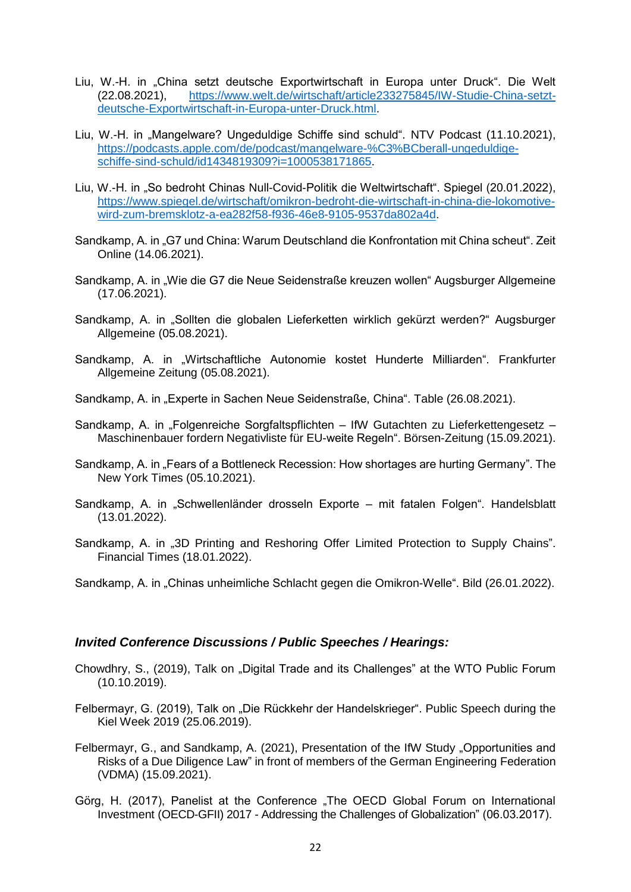Liu, W.-H. in „China setzt deutsche Exportwirtschaft in Europa unter Druck". Die Welt (22.08.2021), https://www.welt.de/wirtschaft/article233275845/IW-Studie-China-setzt-deutsche-Exportwirtschaft-in-Europa-unter-Druck.html.

Liu, W.-H. in „Mangelware? Ungeduldige Schiffe sind schuld". NTV Podcast (11.10.2021), https://podcasts.apple.com/de/podcast/mangelware-%C3%BCberall-ungeduldige-schiffe-sind-schuld/id1434819309?i=1000538171865.

Liu, W.-H. in „So bedroht Chinas Null-Covid-Politik die Weltwirtschaft". Spiegel (20.01.2022), https://www.spiegel.de/wirtschaft/omikron-bedroht-die-wirtschaft-in-china-die-lokomotive-wird-zum-bremsklotz-a-ea282f58-f936-46e8-9105-9537da802a4d.

Sandkamp, A. in „G7 und China: Warum Deutschland die Konfrontation mit China scheut". Zeit Online (14.06.2021).

Sandkamp, A. in „Wie die G7 die Neue Seidenstraße kreuzen wollen" Augsburger Allgemeine (17.06.2021).

Sandkamp, A. in „Sollten die globalen Lieferketten wirklich gekürzt werden?" Augsburger Allgemeine (05.08.2021).

Sandkamp, A. in „Wirtschaftliche Autonomie kostet Hunderte Milliarden". Frankfurter Allgemeine Zeitung (05.08.2021).

Sandkamp, A. in „Experte in Sachen Neue Seidenstraße, China". Table (26.08.2021).

Sandkamp, A. in „Folgenreiche Sorgfaltspflichten – IfW Gutachten zu Lieferkettengesetz – Maschinenbauer fordern Negativliste für EU-weite Regeln". Börsen-Zeitung (15.09.2021).

Sandkamp, A. in „Fears of a Bottleneck Recession: How shortages are hurting Germany". The New York Times (05.10.2021).

Sandkamp, A. in „Schwellenländer drosseln Exporte – mit fatalen Folgen". Handelsblatt (13.01.2022).

Sandkamp, A. in „3D Printing and Reshoring Offer Limited Protection to Supply Chains". Financial Times (18.01.2022).

Sandkamp, A. in „Chinas unheimliche Schlacht gegen die Omikron-Welle". Bild (26.01.2022).

### *Invited Conference Discussions / Public Speeches / Hearings:*

Chowdhry, S., (2019), Talk on „Digital Trade and its Challenges" at the WTO Public Forum (10.10.2019).

Felbermayr, G. (2019), Talk on „Die Rückkehr der Handelskrieger". Public Speech during the Kiel Week 2019 (25.06.2019).

Felbermayr, G., and Sandkamp, A. (2021), Presentation of the IfW Study „Opportunities and Risks of a Due Diligence Law" in front of members of the German Engineering Federation (VDMA) (15.09.2021).

Görg, H. (2017), Panelist at the Conference „The OECD Global Forum on International Investment (OECD-GFII) 2017 - Addressing the Challenges of Globalization" (06.03.2017).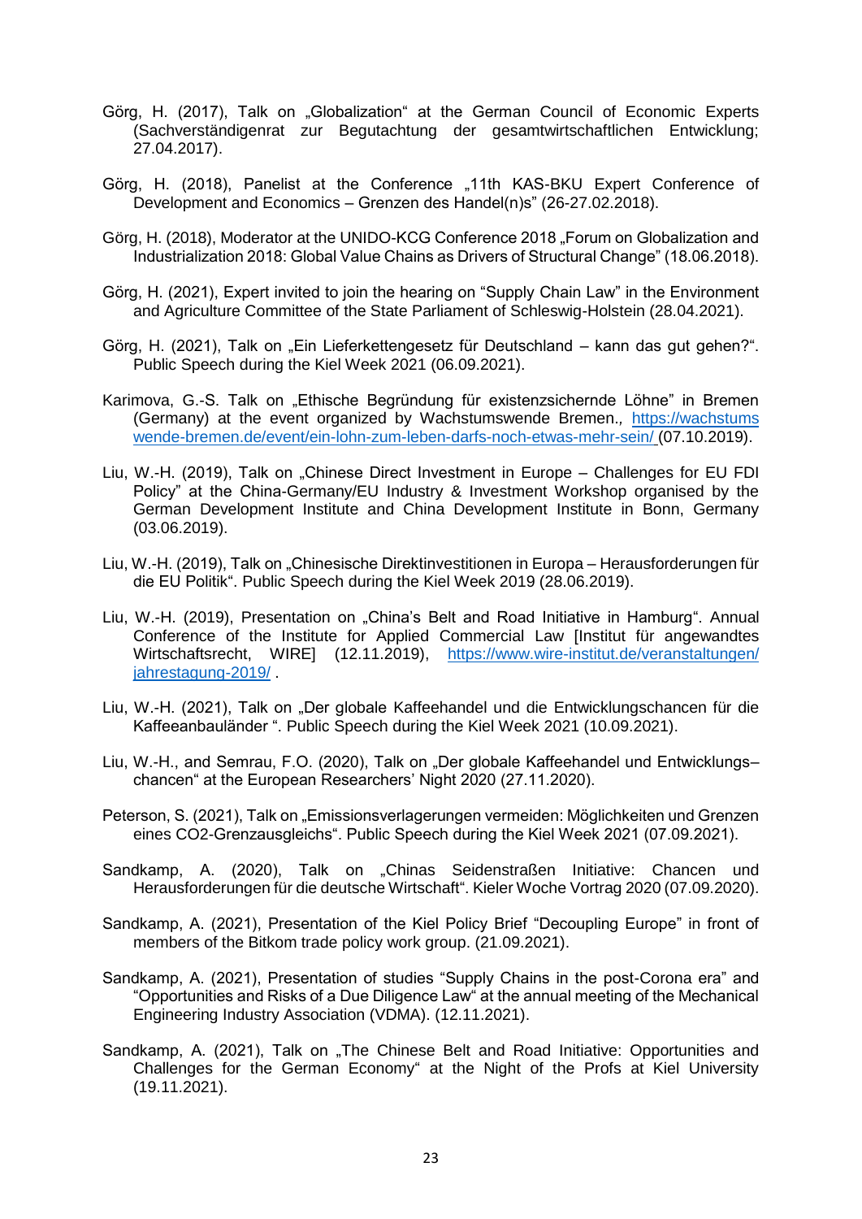Görg, H. (2017), Talk on „Globalization" at the German Council of Economic Experts (Sachverständigenrat zur Begutachtung der gesamtwirtschaftlichen Entwicklung; 27.04.2017).

Görg, H. (2018), Panelist at the Conference „11th KAS-BKU Expert Conference of Development and Economics – Grenzen des Handel(n)s" (26-27.02.2018).

Görg, H. (2018), Moderator at the UNIDO-KCG Conference 2018 „Forum on Globalization and Industrialization 2018: Global Value Chains as Drivers of Structural Change" (18.06.2018).

Görg, H. (2021), Expert invited to join the hearing on "Supply Chain Law" in the Environment and Agriculture Committee of the State Parliament of Schleswig-Holstein (28.04.2021).

Görg, H. (2021), Talk on „Ein Lieferkettengesetz für Deutschland – kann das gut gehen?". Public Speech during the Kiel Week 2021 (06.09.2021).

Karimova, G.-S. Talk on „Ethische Begründung für existenzsichernde Löhne" in Bremen (Germany) at the event organized by Wachstumswende Bremen., https://wachstumswende-bremen.de/event/ein-lohn-zum-leben-darfs-noch-etwas-mehr-sein/ (07.10.2019).

Liu, W.-H. (2019), Talk on „Chinese Direct Investment in Europe – Challenges for EU FDI Policy" at the China-Germany/EU Industry & Investment Workshop organised by the German Development Institute and China Development Institute in Bonn, Germany (03.06.2019).

Liu, W.-H. (2019), Talk on „Chinesische Direktinvestitionen in Europa – Herausforderungen für die EU Politik". Public Speech during the Kiel Week 2019 (28.06.2019).

Liu, W.-H. (2019), Presentation on „China's Belt and Road Initiative in Hamburg". Annual Conference of the Institute for Applied Commercial Law [Institut für angewandtes Wirtschaftsrecht, WIRE] (12.11.2019), https://www.wire-institut.de/veranstaltungen/jahrestagung-2019/ .

Liu, W.-H. (2021), Talk on „Der globale Kaffeehandel und die Entwicklungschancen für die Kaffeeanbauländer ". Public Speech during the Kiel Week 2021 (10.09.2021).

Liu, W.-H., and Semrau, F.O. (2020), Talk on „Der globale Kaffeehandel und Entwicklungs–chancen" at the European Researchers' Night 2020 (27.11.2020).

Peterson, S. (2021), Talk on „Emissionsverlagerungen vermeiden: Möglichkeiten und Grenzen eines CO2-Grenzausgleichs". Public Speech during the Kiel Week 2021 (07.09.2021).

Sandkamp, A. (2020), Talk on „Chinas Seidenstraßen Initiative: Chancen und Herausforderungen für die deutsche Wirtschaft". Kieler Woche Vortrag 2020 (07.09.2020).

Sandkamp, A. (2021), Presentation of the Kiel Policy Brief "Decoupling Europe" in front of members of the Bitkom trade policy work group. (21.09.2021).

Sandkamp, A. (2021), Presentation of studies "Supply Chains in the post-Corona era" and "Opportunities and Risks of a Due Diligence Law" at the annual meeting of the Mechanical Engineering Industry Association (VDMA). (12.11.2021).

Sandkamp, A. (2021), Talk on „The Chinese Belt and Road Initiative: Opportunities and Challenges for the German Economy" at the Night of the Profs at Kiel University (19.11.2021).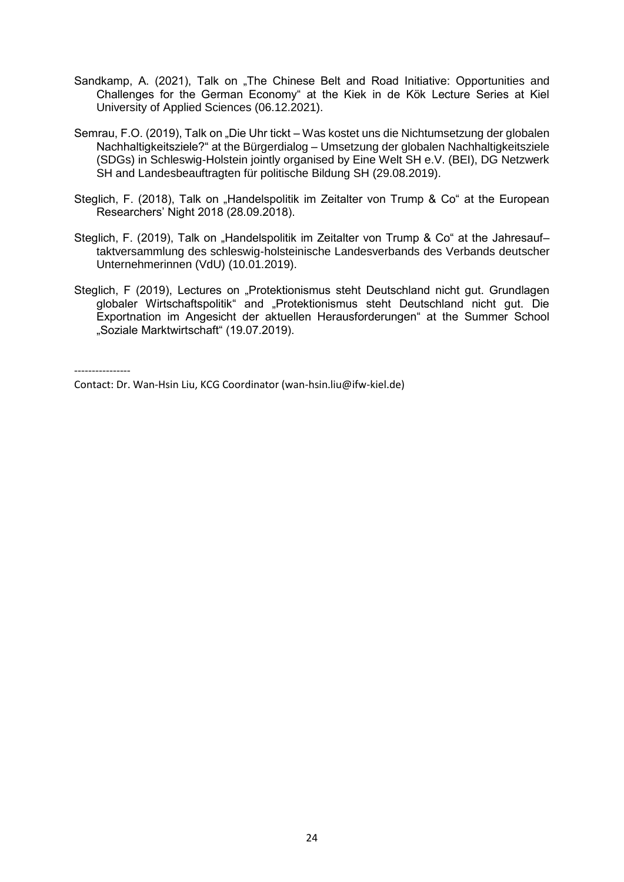Sandkamp, A. (2021), Talk on „The Chinese Belt and Road Initiative: Opportunities and Challenges for the German Economy" at the Kiek in de Kök Lecture Series at Kiel University of Applied Sciences (06.12.2021).

Semrau, F.O. (2019), Talk on „Die Uhr tickt – Was kostet uns die Nichtumsetzung der globalen Nachhaltigkeitsziele?" at the Bürgerdialog – Umsetzung der globalen Nachhaltigkeitsziele (SDGs) in Schleswig-Holstein jointly organised by Eine Welt SH e.V. (BEI), DG Netzwerk SH and Landesbeauftragten für politische Bildung SH (29.08.2019).

Steglich, F. (2018), Talk on „Handelspolitik im Zeitalter von Trump & Co" at the European Researchers' Night 2018 (28.09.2018).

Steglich, F. (2019), Talk on „Handelspolitik im Zeitalter von Trump & Co" at the Jahresauf–taktversammlung des schleswig-holsteinische Landesverbands des Verbands deutscher Unternehmerinnen (VdU) (10.01.2019).

Steglich, F (2019), Lectures on „Protektionismus steht Deutschland nicht gut. Grundlagen globaler Wirtschaftspolitik" and „Protektionismus steht Deutschland nicht gut. Die Exportnation im Angesicht der aktuellen Herausforderungen" at the Summer School „Soziale Marktwirtschaft" (19.07.2019).

----------------

Contact: Dr. Wan-Hsin Liu, KCG Coordinator (wan-hsin.liu@ifw-kiel.de)